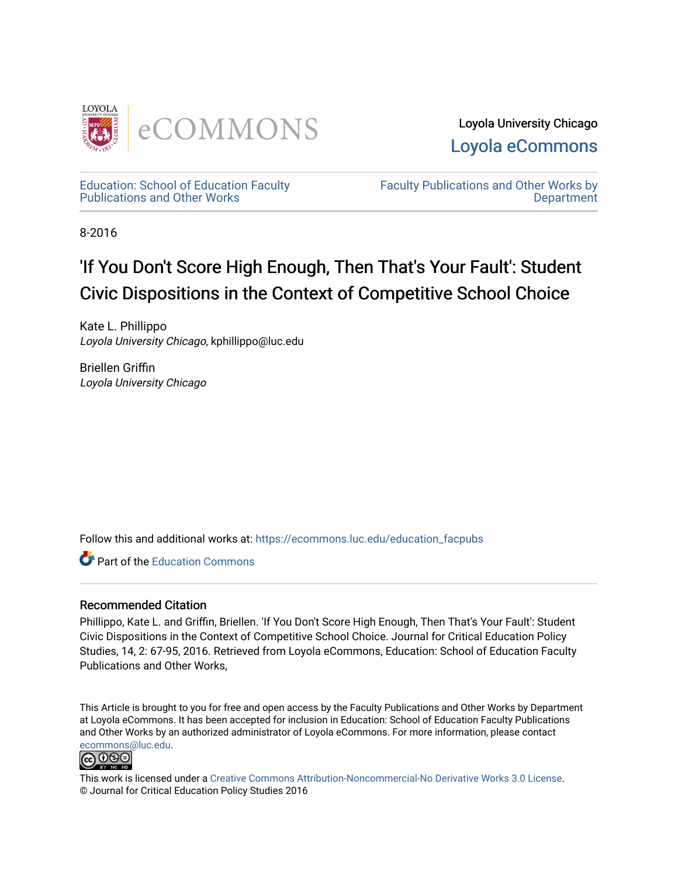Loyola University Chicago

Loyola eCommons

Education: School of Education Faculty Publications and Other Works

Faculty Publications and Other Works by Department

8-2016

# 'If You Don't Score High Enough, Then That's Your Fault': Student Civic Dispositions in the Context of Competitive School Choice

Kate L. Phillippo
*Loyola University Chicago*, kphillippo@luc.edu

Briellen Griffin
*Loyola University Chicago*

Follow this and additional works at: https://ecommons.luc.edu/education_facpubs

Part of the Education Commons

## Recommended Citation

Phillippo, Kate L. and Griffin, Briellen. 'If You Don't Score High Enough, Then That's Your Fault': Student Civic Dispositions in the Context of Competitive School Choice. Journal for Critical Education Policy Studies, 14, 2: 67-95, 2016. Retrieved from Loyola eCommons, Education: School of Education Faculty Publications and Other Works,

This Article is brought to you for free and open access by the Faculty Publications and Other Works by Department at Loyola eCommons. It has been accepted for inclusion in Education: School of Education Faculty Publications and Other Works by an authorized administrator of Loyola eCommons. For more information, please contact ecommons@luc.edu.

This work is licensed under a Creative Commons Attribution-Noncommercial-No Derivative Works 3.0 License.
© Journal for Critical Education Policy Studies 2016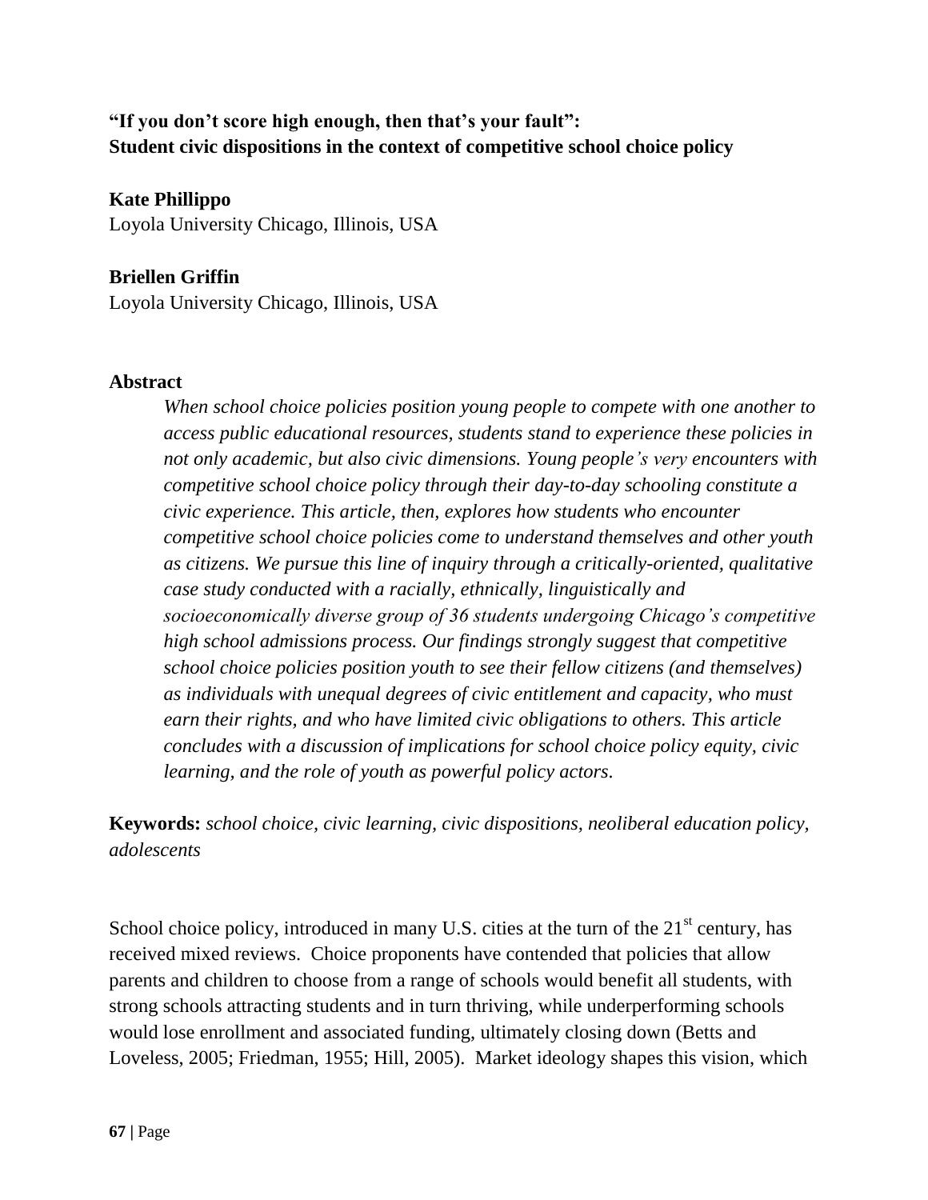**"If you don't score high enough, then that's your fault": Student civic dispositions in the context of competitive school choice policy**

**Kate Phillippo**
Loyola University Chicago, Illinois, USA

**Briellen Griffin**
Loyola University Chicago, Illinois, USA

## Abstract

*When school choice policies position young people to compete with one another to access public educational resources, students stand to experience these policies in not only academic, but also civic dimensions. Young people's very encounters with competitive school choice policy through their day-to-day schooling constitute a civic experience. This article, then, explores how students who encounter competitive school choice policies come to understand themselves and other youth as citizens. We pursue this line of inquiry through a critically-oriented, qualitative case study conducted with a racially, ethnically, linguistically and socioeconomically diverse group of 36 students undergoing Chicago's competitive high school admissions process. Our findings strongly suggest that competitive school choice policies position youth to see their fellow citizens (and themselves) as individuals with unequal degrees of civic entitlement and capacity, who must earn their rights, and who have limited civic obligations to others. This article concludes with a discussion of implications for school choice policy equity, civic learning, and the role of youth as powerful policy actors.*

**Keywords:** *school choice, civic learning, civic dispositions, neoliberal education policy, adolescents*

School choice policy, introduced in many U.S. cities at the turn of the 21st century, has received mixed reviews. Choice proponents have contended that policies that allow parents and children to choose from a range of schools would benefit all students, with strong schools attracting students and in turn thriving, while underperforming schools would lose enrollment and associated funding, ultimately closing down (Betts and Loveless, 2005; Friedman, 1955; Hill, 2005). Market ideology shapes this vision, which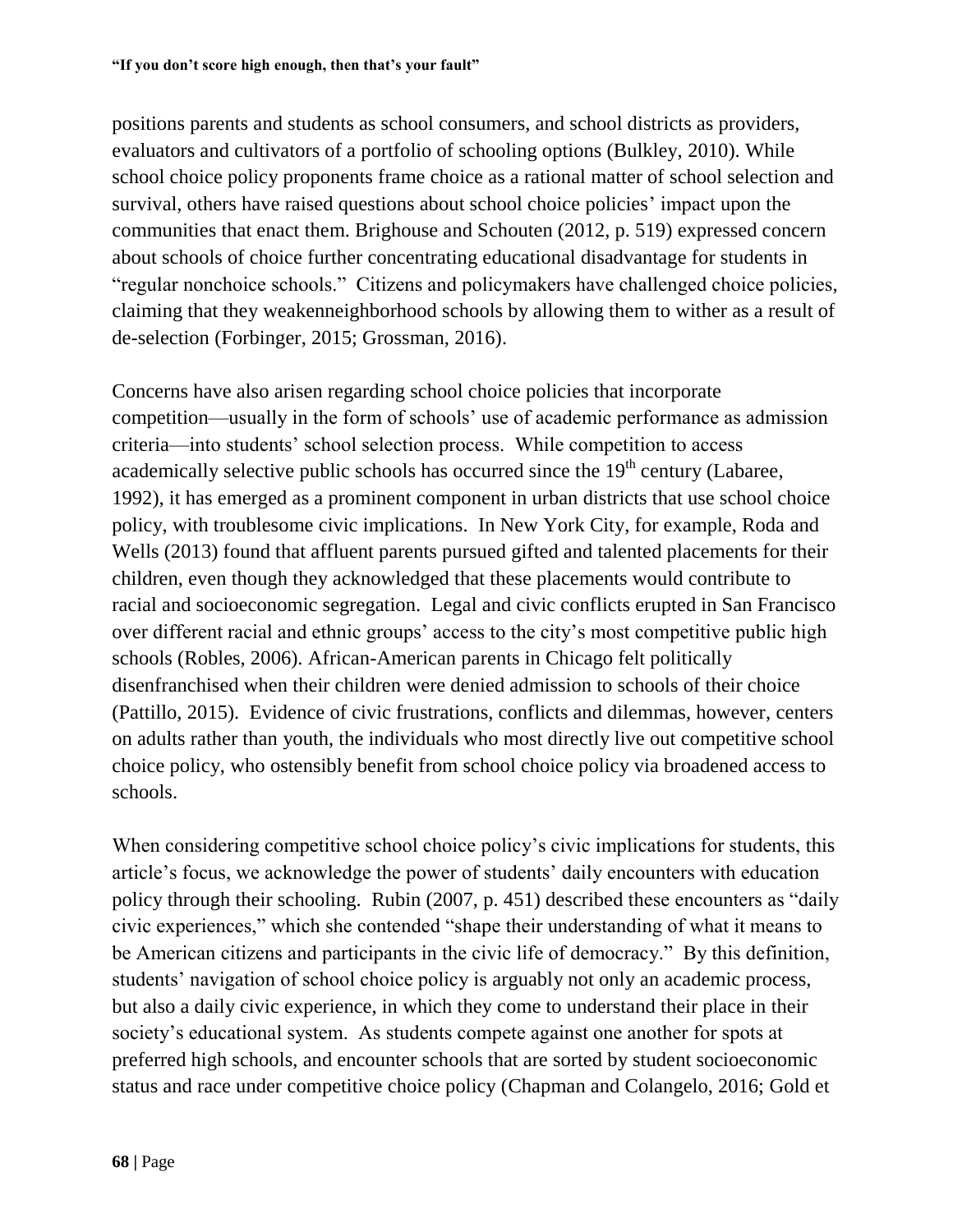positions parents and students as school consumers, and school districts as providers, evaluators and cultivators of a portfolio of schooling options (Bulkley, 2010). While school choice policy proponents frame choice as a rational matter of school selection and survival, others have raised questions about school choice policies' impact upon the communities that enact them. Brighouse and Schouten (2012, p. 519) expressed concern about schools of choice further concentrating educational disadvantage for students in "regular nonchoice schools." Citizens and policymakers have challenged choice policies, claiming that they weakenneighborhood schools by allowing them to wither as a result of de-selection (Forbinger, 2015; Grossman, 2016).

Concerns have also arisen regarding school choice policies that incorporate competition—usually in the form of schools' use of academic performance as admission criteria—into students' school selection process. While competition to access academically selective public schools has occurred since the 19th century (Labaree, 1992), it has emerged as a prominent component in urban districts that use school choice policy, with troublesome civic implications. In New York City, for example, Roda and Wells (2013) found that affluent parents pursued gifted and talented placements for their children, even though they acknowledged that these placements would contribute to racial and socioeconomic segregation. Legal and civic conflicts erupted in San Francisco over different racial and ethnic groups' access to the city's most competitive public high schools (Robles, 2006). African-American parents in Chicago felt politically disenfranchised when their children were denied admission to schools of their choice (Pattillo, 2015). Evidence of civic frustrations, conflicts and dilemmas, however, centers on adults rather than youth, the individuals who most directly live out competitive school choice policy, who ostensibly benefit from school choice policy via broadened access to schools.

When considering competitive school choice policy's civic implications for students, this article's focus, we acknowledge the power of students' daily encounters with education policy through their schooling. Rubin (2007, p. 451) described these encounters as "daily civic experiences," which she contended "shape their understanding of what it means to be American citizens and participants in the civic life of democracy." By this definition, students' navigation of school choice policy is arguably not only an academic process, but also a daily civic experience, in which they come to understand their place in their society's educational system. As students compete against one another for spots at preferred high schools, and encounter schools that are sorted by student socioeconomic status and race under competitive choice policy (Chapman and Colangelo, 2016; Gold et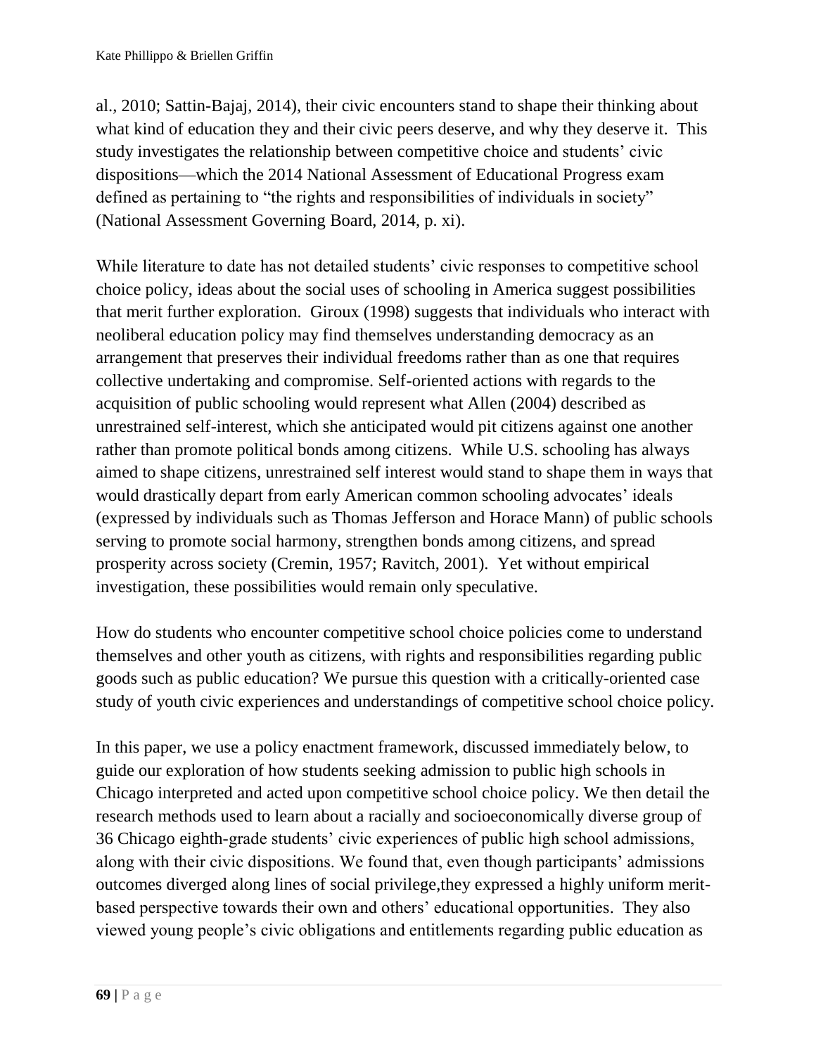al., 2010; Sattin-Bajaj, 2014), their civic encounters stand to shape their thinking about what kind of education they and their civic peers deserve, and why they deserve it. This study investigates the relationship between competitive choice and students' civic dispositions—which the 2014 National Assessment of Educational Progress exam defined as pertaining to "the rights and responsibilities of individuals in society" (National Assessment Governing Board, 2014, p. xi).

While literature to date has not detailed students' civic responses to competitive school choice policy, ideas about the social uses of schooling in America suggest possibilities that merit further exploration. Giroux (1998) suggests that individuals who interact with neoliberal education policy may find themselves understanding democracy as an arrangement that preserves their individual freedoms rather than as one that requires collective undertaking and compromise. Self-oriented actions with regards to the acquisition of public schooling would represent what Allen (2004) described as unrestrained self-interest, which she anticipated would pit citizens against one another rather than promote political bonds among citizens. While U.S. schooling has always aimed to shape citizens, unrestrained self interest would stand to shape them in ways that would drastically depart from early American common schooling advocates' ideals (expressed by individuals such as Thomas Jefferson and Horace Mann) of public schools serving to promote social harmony, strengthen bonds among citizens, and spread prosperity across society (Cremin, 1957; Ravitch, 2001). Yet without empirical investigation, these possibilities would remain only speculative.

How do students who encounter competitive school choice policies come to understand themselves and other youth as citizens, with rights and responsibilities regarding public goods such as public education? We pursue this question with a critically-oriented case study of youth civic experiences and understandings of competitive school choice policy.

In this paper, we use a policy enactment framework, discussed immediately below, to guide our exploration of how students seeking admission to public high schools in Chicago interpreted and acted upon competitive school choice policy. We then detail the research methods used to learn about a racially and socioeconomically diverse group of 36 Chicago eighth-grade students' civic experiences of public high school admissions, along with their civic dispositions. We found that, even though participants' admissions outcomes diverged along lines of social privilege,they expressed a highly uniform merit-based perspective towards their own and others' educational opportunities. They also viewed young people's civic obligations and entitlements regarding public education as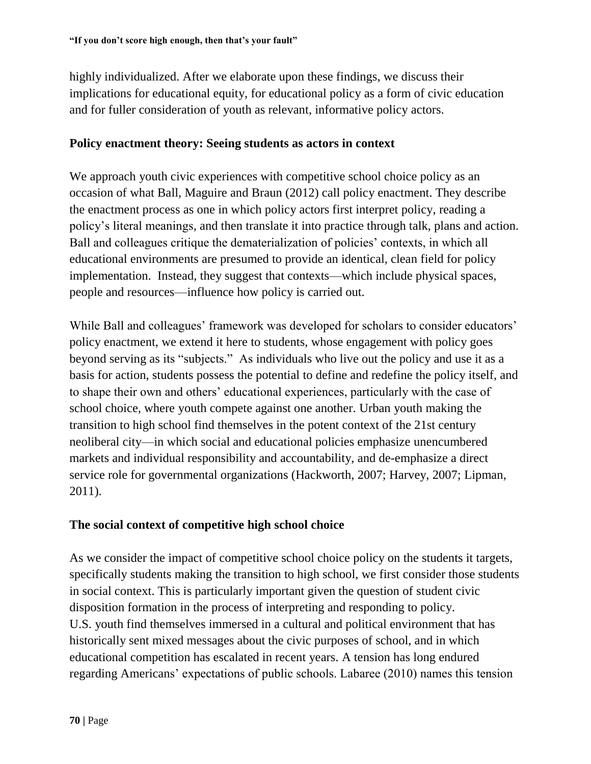highly individualized. After we elaborate upon these findings, we discuss their implications for educational equity, for educational policy as a form of civic education and for fuller consideration of youth as relevant, informative policy actors.

## Policy enactment theory: Seeing students as actors in context

We approach youth civic experiences with competitive school choice policy as an occasion of what Ball, Maguire and Braun (2012) call policy enactment. They describe the enactment process as one in which policy actors first interpret policy, reading a policy's literal meanings, and then translate it into practice through talk, plans and action. Ball and colleagues critique the dematerialization of policies' contexts, in which all educational environments are presumed to provide an identical, clean field for policy implementation. Instead, they suggest that contexts—which include physical spaces, people and resources—influence how policy is carried out.

While Ball and colleagues' framework was developed for scholars to consider educators' policy enactment, we extend it here to students, whose engagement with policy goes beyond serving as its "subjects." As individuals who live out the policy and use it as a basis for action, students possess the potential to define and redefine the policy itself, and to shape their own and others' educational experiences, particularly with the case of school choice, where youth compete against one another. Urban youth making the transition to high school find themselves in the potent context of the 21st century neoliberal city—in which social and educational policies emphasize unencumbered markets and individual responsibility and accountability, and de-emphasize a direct service role for governmental organizations (Hackworth, 2007; Harvey, 2007; Lipman, 2011).

## The social context of competitive high school choice

As we consider the impact of competitive school choice policy on the students it targets, specifically students making the transition to high school, we first consider those students in social context. This is particularly important given the question of student civic disposition formation in the process of interpreting and responding to policy.
U.S. youth find themselves immersed in a cultural and political environment that has historically sent mixed messages about the civic purposes of school, and in which educational competition has escalated in recent years. A tension has long endured regarding Americans' expectations of public schools. Labaree (2010) names this tension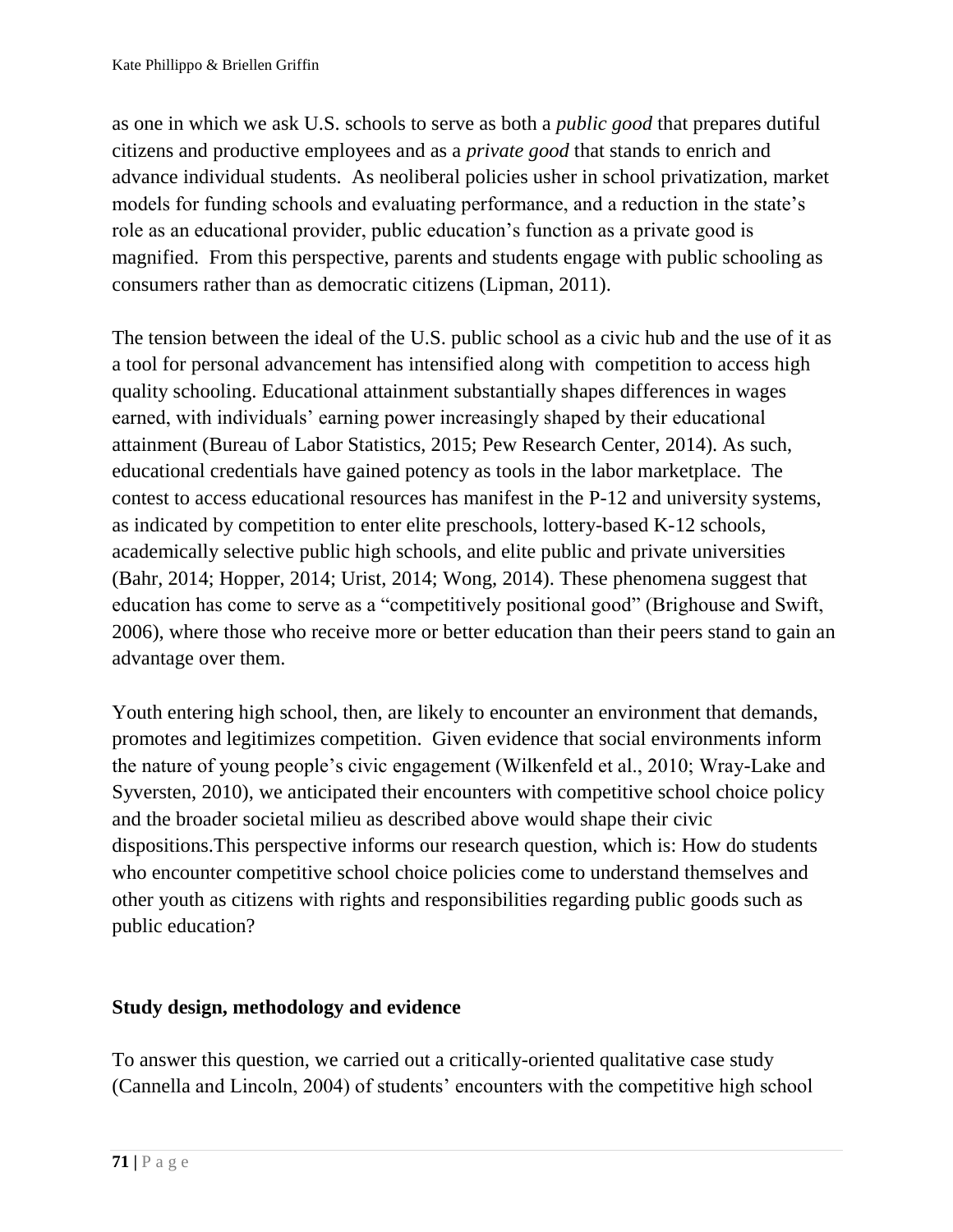as one in which we ask U.S. schools to serve as both a *public good* that prepares dutiful citizens and productive employees and as a *private good* that stands to enrich and advance individual students. As neoliberal policies usher in school privatization, market models for funding schools and evaluating performance, and a reduction in the state's role as an educational provider, public education's function as a private good is magnified. From this perspective, parents and students engage with public schooling as consumers rather than as democratic citizens (Lipman, 2011).

The tension between the ideal of the U.S. public school as a civic hub and the use of it as a tool for personal advancement has intensified along with competition to access high quality schooling. Educational attainment substantially shapes differences in wages earned, with individuals' earning power increasingly shaped by their educational attainment (Bureau of Labor Statistics, 2015; Pew Research Center, 2014). As such, educational credentials have gained potency as tools in the labor marketplace. The contest to access educational resources has manifest in the P-12 and university systems, as indicated by competition to enter elite preschools, lottery-based K-12 schools, academically selective public high schools, and elite public and private universities (Bahr, 2014; Hopper, 2014; Urist, 2014; Wong, 2014). These phenomena suggest that education has come to serve as a "competitively positional good" (Brighouse and Swift, 2006), where those who receive more or better education than their peers stand to gain an advantage over them.

Youth entering high school, then, are likely to encounter an environment that demands, promotes and legitimizes competition. Given evidence that social environments inform the nature of young people's civic engagement (Wilkenfeld et al., 2010; Wray-Lake and Syversten, 2010), we anticipated their encounters with competitive school choice policy and the broader societal milieu as described above would shape their civic dispositions.This perspective informs our research question, which is: How do students who encounter competitive school choice policies come to understand themselves and other youth as citizens with rights and responsibilities regarding public goods such as public education?

## Study design, methodology and evidence

To answer this question, we carried out a critically-oriented qualitative case study (Cannella and Lincoln, 2004) of students' encounters with the competitive high school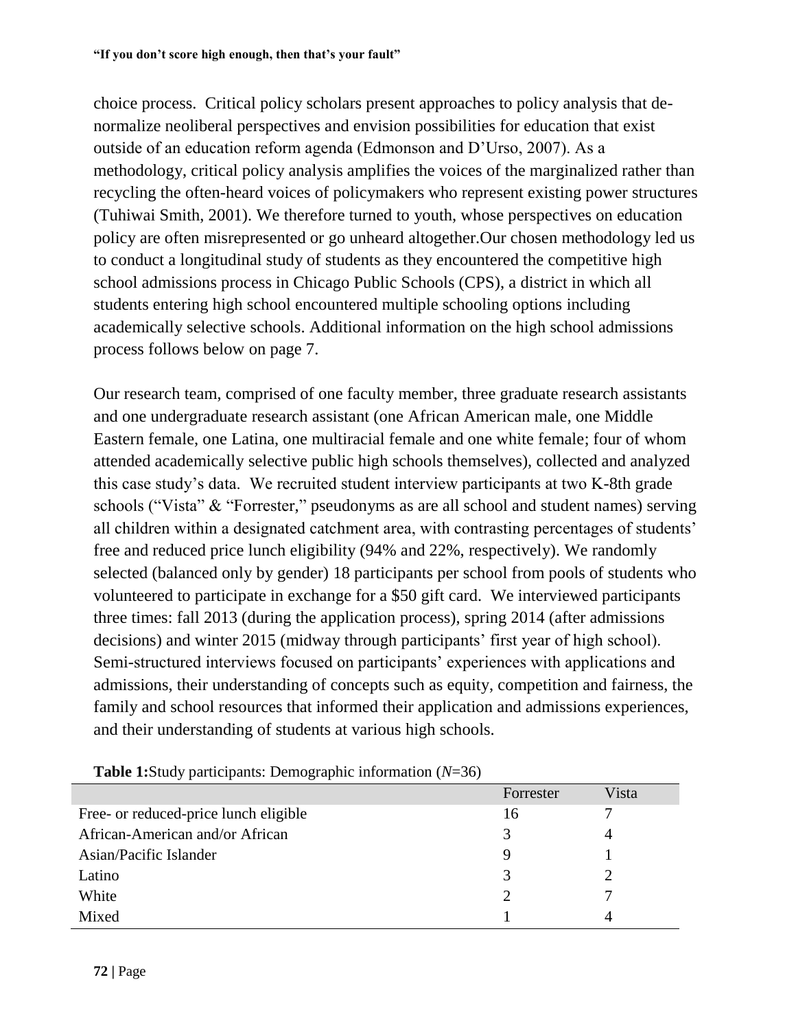choice process. Critical policy scholars present approaches to policy analysis that de-normalize neoliberal perspectives and envision possibilities for education that exist outside of an education reform agenda (Edmonson and D'Urso, 2007). As a methodology, critical policy analysis amplifies the voices of the marginalized rather than recycling the often-heard voices of policymakers who represent existing power structures (Tuhiwai Smith, 2001). We therefore turned to youth, whose perspectives on education policy are often misrepresented or go unheard altogether.Our chosen methodology led us to conduct a longitudinal study of students as they encountered the competitive high school admissions process in Chicago Public Schools (CPS), a district in which all students entering high school encountered multiple schooling options including academically selective schools. Additional information on the high school admissions process follows below on page 7.

Our research team, comprised of one faculty member, three graduate research assistants and one undergraduate research assistant (one African American male, one Middle Eastern female, one Latina, one multiracial female and one white female; four of whom attended academically selective public high schools themselves), collected and analyzed this case study's data. We recruited student interview participants at two K-8th grade schools ("Vista" & "Forrester," pseudonyms as are all school and student names) serving all children within a designated catchment area, with contrasting percentages of students' free and reduced price lunch eligibility (94% and 22%, respectively). We randomly selected (balanced only by gender) 18 participants per school from pools of students who volunteered to participate in exchange for a $50 gift card. We interviewed participants three times: fall 2013 (during the application process), spring 2014 (after admissions decisions) and winter 2015 (midway through participants' first year of high school). Semi-structured interviews focused on participants' experiences with applications and admissions, their understanding of concepts such as equity, competition and fairness, the family and school resources that informed their application and admissions experiences, and their understanding of students at various high schools.

**Table 1:**Study participants: Demographic information (*N*=36)

| | Forrester | Vista |
|---|---|---|
| Free- or reduced-price lunch eligible | 16 | 7 |
| African-American and/or African | 3 | 4 |
| Asian/Pacific Islander | 9 | 1 |
| Latino | 3 | 2 |
| White | 2 | 7 |
| Mixed | 1 | 4 |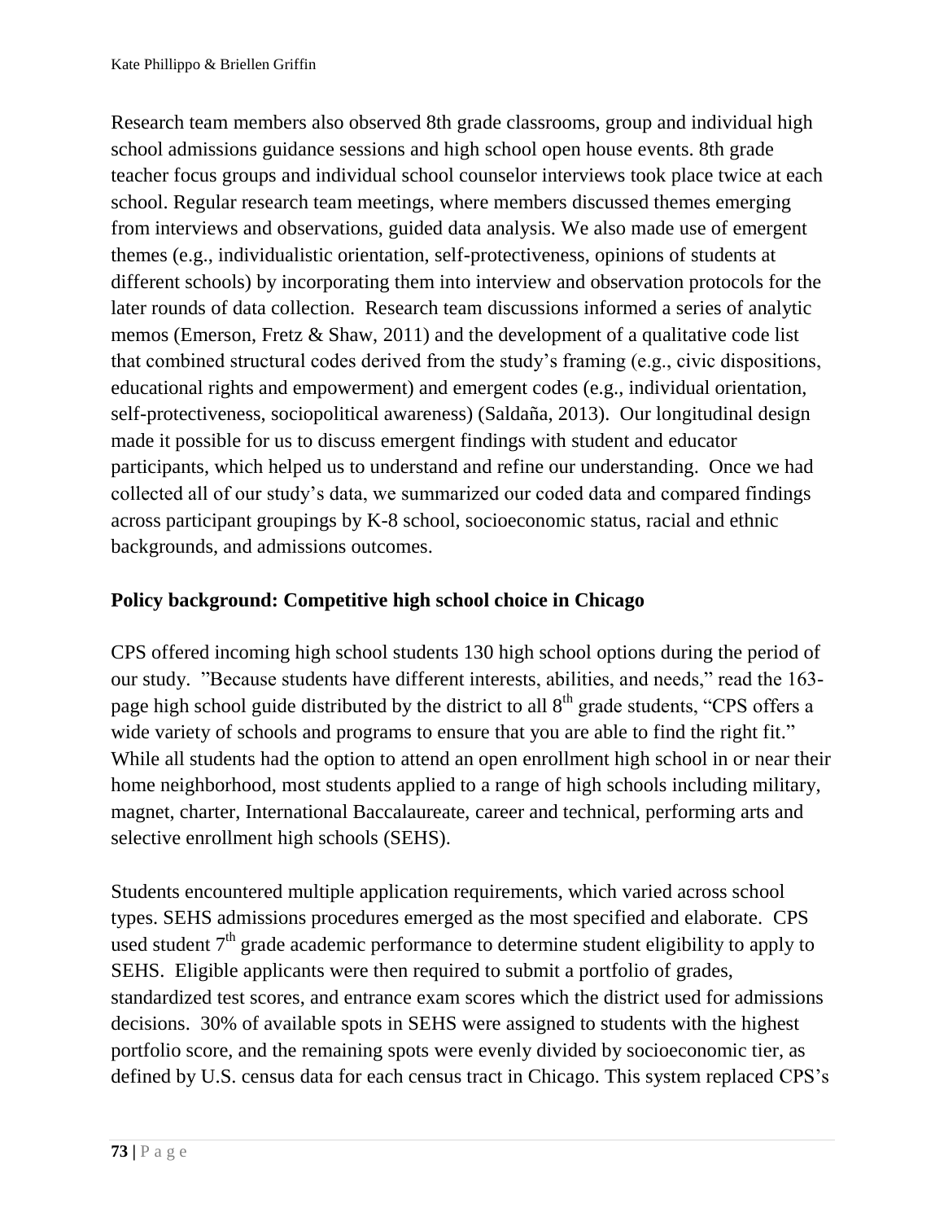Research team members also observed 8th grade classrooms, group and individual high school admissions guidance sessions and high school open house events. 8th grade teacher focus groups and individual school counselor interviews took place twice at each school. Regular research team meetings, where members discussed themes emerging from interviews and observations, guided data analysis. We also made use of emergent themes (e.g., individualistic orientation, self-protectiveness, opinions of students at different schools) by incorporating them into interview and observation protocols for the later rounds of data collection. Research team discussions informed a series of analytic memos (Emerson, Fretz & Shaw, 2011) and the development of a qualitative code list that combined structural codes derived from the study's framing (e.g., civic dispositions, educational rights and empowerment) and emergent codes (e.g., individual orientation, self-protectiveness, sociopolitical awareness) (Saldaña, 2013). Our longitudinal design made it possible for us to discuss emergent findings with student and educator participants, which helped us to understand and refine our understanding. Once we had collected all of our study's data, we summarized our coded data and compared findings across participant groupings by K-8 school, socioeconomic status, racial and ethnic backgrounds, and admissions outcomes.

## Policy background: Competitive high school choice in Chicago

CPS offered incoming high school students 130 high school options during the period of our study. "Because students have different interests, abilities, and needs," read the 163-page high school guide distributed by the district to all 8th grade students, "CPS offers a wide variety of schools and programs to ensure that you are able to find the right fit." While all students had the option to attend an open enrollment high school in or near their home neighborhood, most students applied to a range of high schools including military, magnet, charter, International Baccalaureate, career and technical, performing arts and selective enrollment high schools (SEHS).

Students encountered multiple application requirements, which varied across school types. SEHS admissions procedures emerged as the most specified and elaborate. CPS used student 7th grade academic performance to determine student eligibility to apply to SEHS. Eligible applicants were then required to submit a portfolio of grades, standardized test scores, and entrance exam scores which the district used for admissions decisions. 30% of available spots in SEHS were assigned to students with the highest portfolio score, and the remaining spots were evenly divided by socioeconomic tier, as defined by U.S. census data for each census tract in Chicago. This system replaced CPS's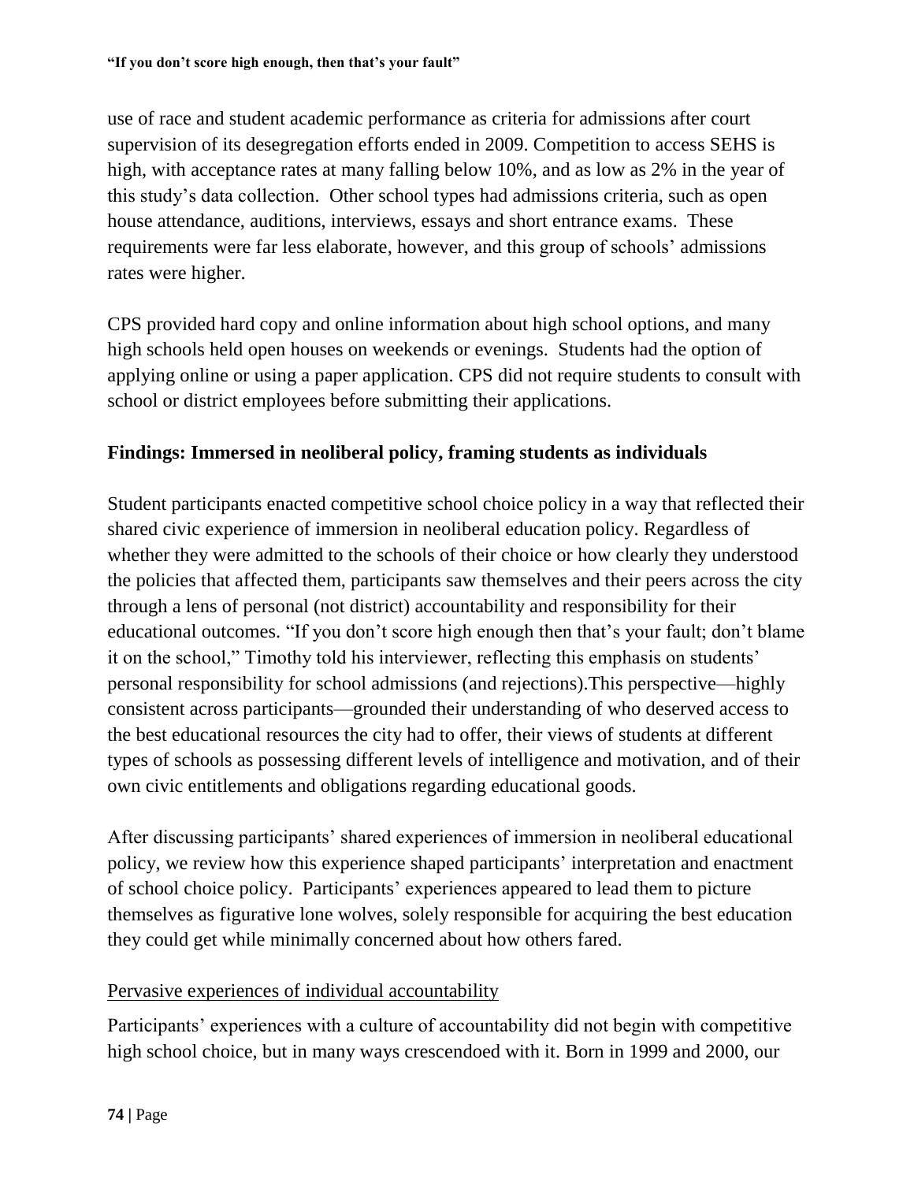use of race and student academic performance as criteria for admissions after court supervision of its desegregation efforts ended in 2009. Competition to access SEHS is high, with acceptance rates at many falling below 10%, and as low as 2% in the year of this study's data collection. Other school types had admissions criteria, such as open house attendance, auditions, interviews, essays and short entrance exams. These requirements were far less elaborate, however, and this group of schools' admissions rates were higher.

CPS provided hard copy and online information about high school options, and many high schools held open houses on weekends or evenings. Students had the option of applying online or using a paper application. CPS did not require students to consult with school or district employees before submitting their applications.

## Findings: Immersed in neoliberal policy, framing students as individuals

Student participants enacted competitive school choice policy in a way that reflected their shared civic experience of immersion in neoliberal education policy. Regardless of whether they were admitted to the schools of their choice or how clearly they understood the policies that affected them, participants saw themselves and their peers across the city through a lens of personal (not district) accountability and responsibility for their educational outcomes. "If you don't score high enough then that's your fault; don't blame it on the school," Timothy told his interviewer, reflecting this emphasis on students' personal responsibility for school admissions (and rejections).This perspective—highly consistent across participants—grounded their understanding of who deserved access to the best educational resources the city had to offer, their views of students at different types of schools as possessing different levels of intelligence and motivation, and of their own civic entitlements and obligations regarding educational goods.

After discussing participants' shared experiences of immersion in neoliberal educational policy, we review how this experience shaped participants' interpretation and enactment of school choice policy. Participants' experiences appeared to lead them to picture themselves as figurative lone wolves, solely responsible for acquiring the best education they could get while minimally concerned about how others fared.

### Pervasive experiences of individual accountability

Participants' experiences with a culture of accountability did not begin with competitive high school choice, but in many ways crescendoed with it. Born in 1999 and 2000, our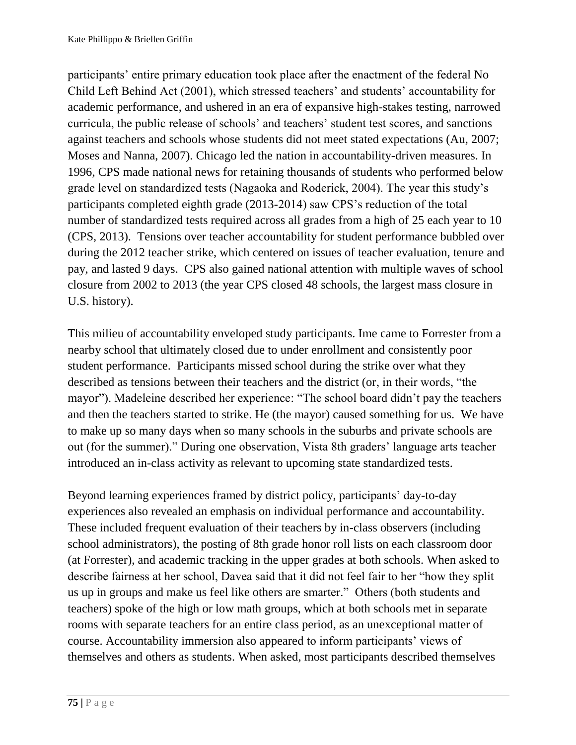participants' entire primary education took place after the enactment of the federal No Child Left Behind Act (2001), which stressed teachers' and students' accountability for academic performance, and ushered in an era of expansive high-stakes testing, narrowed curricula, the public release of schools' and teachers' student test scores, and sanctions against teachers and schools whose students did not meet stated expectations (Au, 2007; Moses and Nanna, 2007). Chicago led the nation in accountability-driven measures. In 1996, CPS made national news for retaining thousands of students who performed below grade level on standardized tests (Nagaoka and Roderick, 2004). The year this study's participants completed eighth grade (2013-2014) saw CPS's reduction of the total number of standardized tests required across all grades from a high of 25 each year to 10 (CPS, 2013). Tensions over teacher accountability for student performance bubbled over during the 2012 teacher strike, which centered on issues of teacher evaluation, tenure and pay, and lasted 9 days. CPS also gained national attention with multiple waves of school closure from 2002 to 2013 (the year CPS closed 48 schools, the largest mass closure in U.S. history).

This milieu of accountability enveloped study participants. Ime came to Forrester from a nearby school that ultimately closed due to under enrollment and consistently poor student performance. Participants missed school during the strike over what they described as tensions between their teachers and the district (or, in their words, "the mayor"). Madeleine described her experience: "The school board didn't pay the teachers and then the teachers started to strike. He (the mayor) caused something for us. We have to make up so many days when so many schools in the suburbs and private schools are out (for the summer)." During one observation, Vista 8th graders' language arts teacher introduced an in-class activity as relevant to upcoming state standardized tests.

Beyond learning experiences framed by district policy, participants' day-to-day experiences also revealed an emphasis on individual performance and accountability. These included frequent evaluation of their teachers by in-class observers (including school administrators), the posting of 8th grade honor roll lists on each classroom door (at Forrester), and academic tracking in the upper grades at both schools. When asked to describe fairness at her school, Davea said that it did not feel fair to her "how they split us up in groups and make us feel like others are smarter." Others (both students and teachers) spoke of the high or low math groups, which at both schools met in separate rooms with separate teachers for an entire class period, as an unexceptional matter of course. Accountability immersion also appeared to inform participants' views of themselves and others as students. When asked, most participants described themselves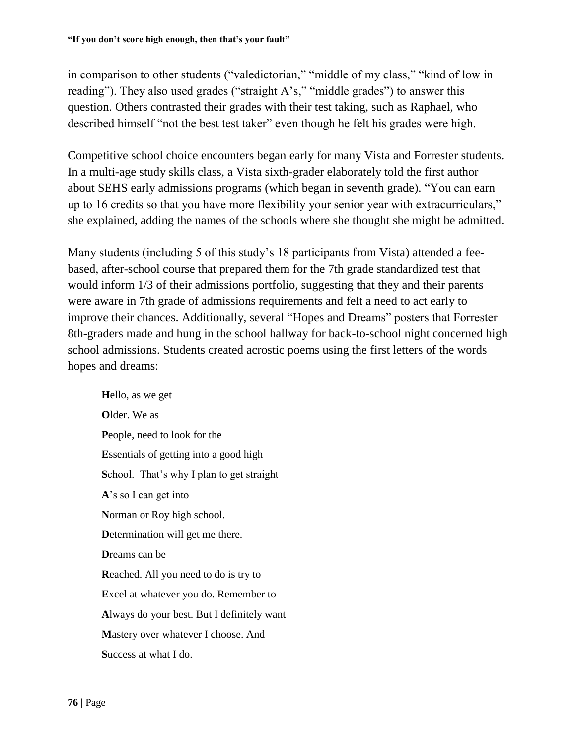in comparison to other students ("valedictorian," "middle of my class," "kind of low in reading"). They also used grades ("straight A's," "middle grades") to answer this question. Others contrasted their grades with their test taking, such as Raphael, who described himself "not the best test taker" even though he felt his grades were high.

Competitive school choice encounters began early for many Vista and Forrester students. In a multi-age study skills class, a Vista sixth-grader elaborately told the first author about SEHS early admissions programs (which began in seventh grade). "You can earn up to 16 credits so that you have more flexibility your senior year with extracurriculars," she explained, adding the names of the schools where she thought she might be admitted.

Many students (including 5 of this study's 18 participants from Vista) attended a fee-based, after-school course that prepared them for the 7th grade standardized test that would inform 1/3 of their admissions portfolio, suggesting that they and their parents were aware in 7th grade of admissions requirements and felt a need to act early to improve their chances. Additionally, several "Hopes and Dreams" posters that Forrester 8th-graders made and hung in the school hallway for back-to-school night concerned high school admissions. Students created acrostic poems using the first letters of the words hopes and dreams:

> **H**ello, as we get  
> **O**lder. We as  
> **P**eople, need to look for the  
> **E**ssentials of getting into a good high  
> **S**chool. That's why I plan to get straight  
> **A**'s so I can get into  
> **N**orman or Roy high school.  
> **D**etermination will get me there.  
> **D**reams can be  
> **R**eached. All you need to do is try to  
> **E**xcel at whatever you do. Remember to  
> **A**lways do your best. But I definitely want  
> **M**astery over whatever I choose. And  
> **S**uccess at what I do.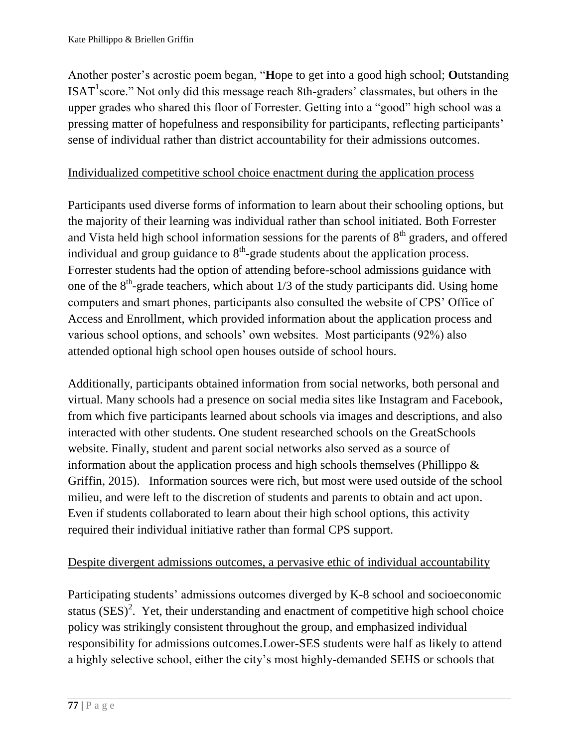Another poster's acrostic poem began, "**H**ope to get into a good high school; **O**utstanding ISAT[1]score." Not only did this message reach 8th-graders' classmates, but others in the upper grades who shared this floor of Forrester. Getting into a "good" high school was a pressing matter of hopefulness and responsibility for participants, reflecting participants' sense of individual rather than district accountability for their admissions outcomes.

<u>Individualized competitive school choice enactment during the application process</u>

Participants used diverse forms of information to learn about their schooling options, but the majority of their learning was individual rather than school initiated. Both Forrester and Vista held high school information sessions for the parents of 8th graders, and offered individual and group guidance to 8th-grade students about the application process. Forrester students had the option of attending before-school admissions guidance with one of the 8th-grade teachers, which about 1/3 of the study participants did. Using home computers and smart phones, participants also consulted the website of CPS' Office of Access and Enrollment, which provided information about the application process and various school options, and schools' own websites. Most participants (92%) also attended optional high school open houses outside of school hours.

Additionally, participants obtained information from social networks, both personal and virtual. Many schools had a presence on social media sites like Instagram and Facebook, from which five participants learned about schools via images and descriptions, and also interacted with other students. One student researched schools on the GreatSchools website. Finally, student and parent social networks also served as a source of information about the application process and high schools themselves (Phillippo & Griffin, 2015). Information sources were rich, but most were used outside of the school milieu, and were left to the discretion of students and parents to obtain and act upon. Even if students collaborated to learn about their high school options, this activity required their individual initiative rather than formal CPS support.

<u>Despite divergent admissions outcomes, a pervasive ethic of individual accountability</u>

Participating students' admissions outcomes diverged by K-8 school and socioeconomic status (SES)[2]. Yet, their understanding and enactment of competitive high school choice policy was strikingly consistent throughout the group, and emphasized individual responsibility for admissions outcomes.Lower-SES students were half as likely to attend a highly selective school, either the city's most highly-demanded SEHS or schools that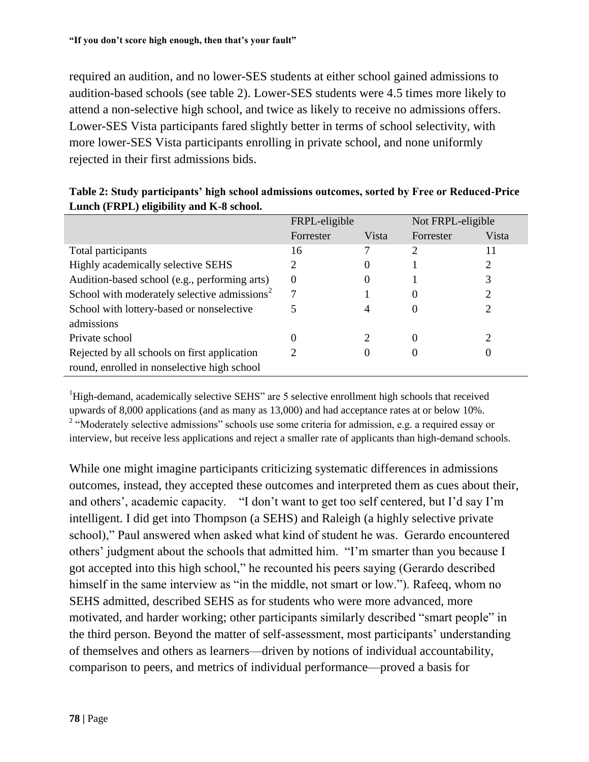required an audition, and no lower-SES students at either school gained admissions to audition-based schools (see table 2). Lower-SES students were 4.5 times more likely to attend a non-selective high school, and twice as likely to receive no admissions offers. Lower-SES Vista participants fared slightly better in terms of school selectivity, with more lower-SES Vista participants enrolling in private school, and none uniformly rejected in their first admissions bids.

**Table 2: Study participants' high school admissions outcomes, sorted by Free or Reduced-Price Lunch (FRPL) eligibility and K-8 school.**

| | FRPL-eligible | | Not FRPL-eligible | |
|---|---|---|---|---|
| | Forrester | Vista | Forrester | Vista |
| Total participants | 16 | 7 | 2 | 11 |
| Highly academically selective SEHS | 2 | 0 | 1 | 2 |
| Audition-based school (e.g., performing arts) | 0 | 0 | 1 | 3 |
| School with moderately selective admissions[2] | 7 | 1 | 0 | 2 |
| School with lottery-based or nonselective admissions | 5 | 4 | 0 | 2 |
| Private school | 0 | 2 | 0 | 2 |
| Rejected by all schools on first application round, enrolled in nonselective high school | 2 | 0 | 0 | 0 |

[1]High-demand, academically selective SEHS" are 5 selective enrollment high schools that received upwards of 8,000 applications (and as many as 13,000) and had acceptance rates at or below 10%.
[2] "Moderately selective admissions" schools use some criteria for admission, e.g. a required essay or interview, but receive less applications and reject a smaller rate of applicants than high-demand schools.

While one might imagine participants criticizing systematic differences in admissions outcomes, instead, they accepted these outcomes and interpreted them as cues about their, and others', academic capacity. "I don't want to get too self centered, but I'd say I'm intelligent. I did get into Thompson (a SEHS) and Raleigh (a highly selective private school)," Paul answered when asked what kind of student he was. Gerardo encountered others' judgment about the schools that admitted him. "I'm smarter than you because I got accepted into this high school," he recounted his peers saying (Gerardo described himself in the same interview as "in the middle, not smart or low."). Rafeeq, whom no SEHS admitted, described SEHS as for students who were more advanced, more motivated, and harder working; other participants similarly described "smart people" in the third person. Beyond the matter of self-assessment, most participants' understanding of themselves and others as learners—driven by notions of individual accountability, comparison to peers, and metrics of individual performance—proved a basis for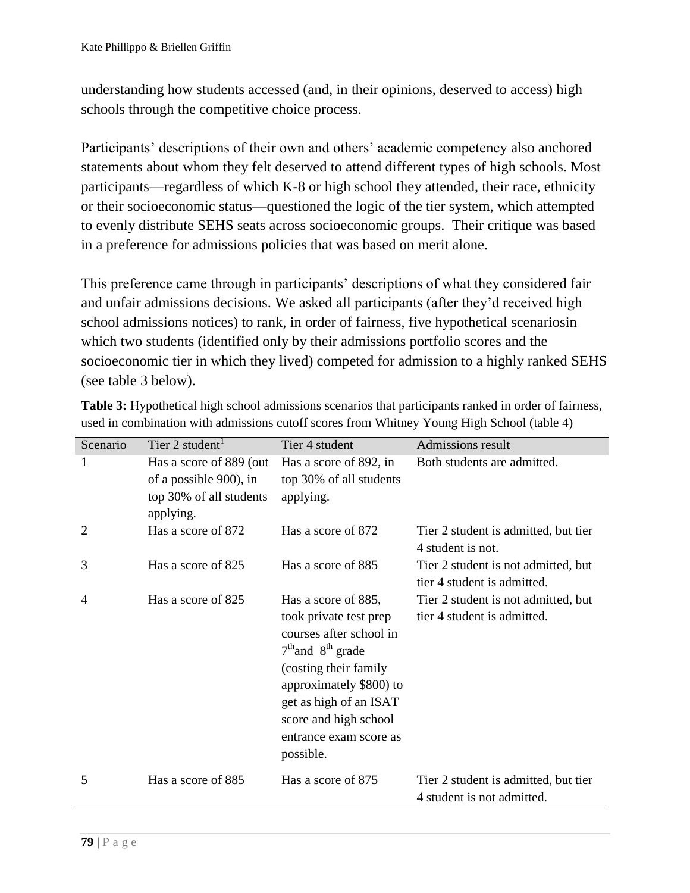understanding how students accessed (and, in their opinions, deserved to access) high schools through the competitive choice process.

Participants' descriptions of their own and others' academic competency also anchored statements about whom they felt deserved to attend different types of high schools. Most participants—regardless of which K-8 or high school they attended, their race, ethnicity or their socioeconomic status—questioned the logic of the tier system, which attempted to evenly distribute SEHS seats across socioeconomic groups. Their critique was based in a preference for admissions policies that was based on merit alone.

This preference came through in participants' descriptions of what they considered fair and unfair admissions decisions. We asked all participants (after they'd received high school admissions notices) to rank, in order of fairness, five hypothetical scenariosin which two students (identified only by their admissions portfolio scores and the socioeconomic tier in which they lived) competed for admission to a highly ranked SEHS (see table 3 below).

**Table 3:** Hypothetical high school admissions scenarios that participants ranked in order of fairness, used in combination with admissions cutoff scores from Whitney Young High School (table 4)

| Scenario | Tier 2 student[1] | Tier 4 student | Admissions result |
|---|---|---|---|
| 1 | Has a score of 889 (out of a possible 900), in top 30% of all students applying. | Has a score of 892, in top 30% of all students applying. | Both students are admitted. |
| 2 | Has a score of 872 | Has a score of 872 | Tier 2 student is admitted, but tier 4 student is not. |
| 3 | Has a score of 825 | Has a score of 885 | Tier 2 student is not admitted, but tier 4 student is admitted. |
| 4 | Has a score of 825 | Has a score of 885, took private test prep courses after school in 7th and 8th grade (costing their family approximately $800) to get as high of an ISAT score and high school entrance exam score as possible. | Tier 2 student is not admitted, but tier 4 student is admitted. |
| 5 | Has a score of 885 | Has a score of 875 | Tier 2 student is admitted, but tier 4 student is not admitted. |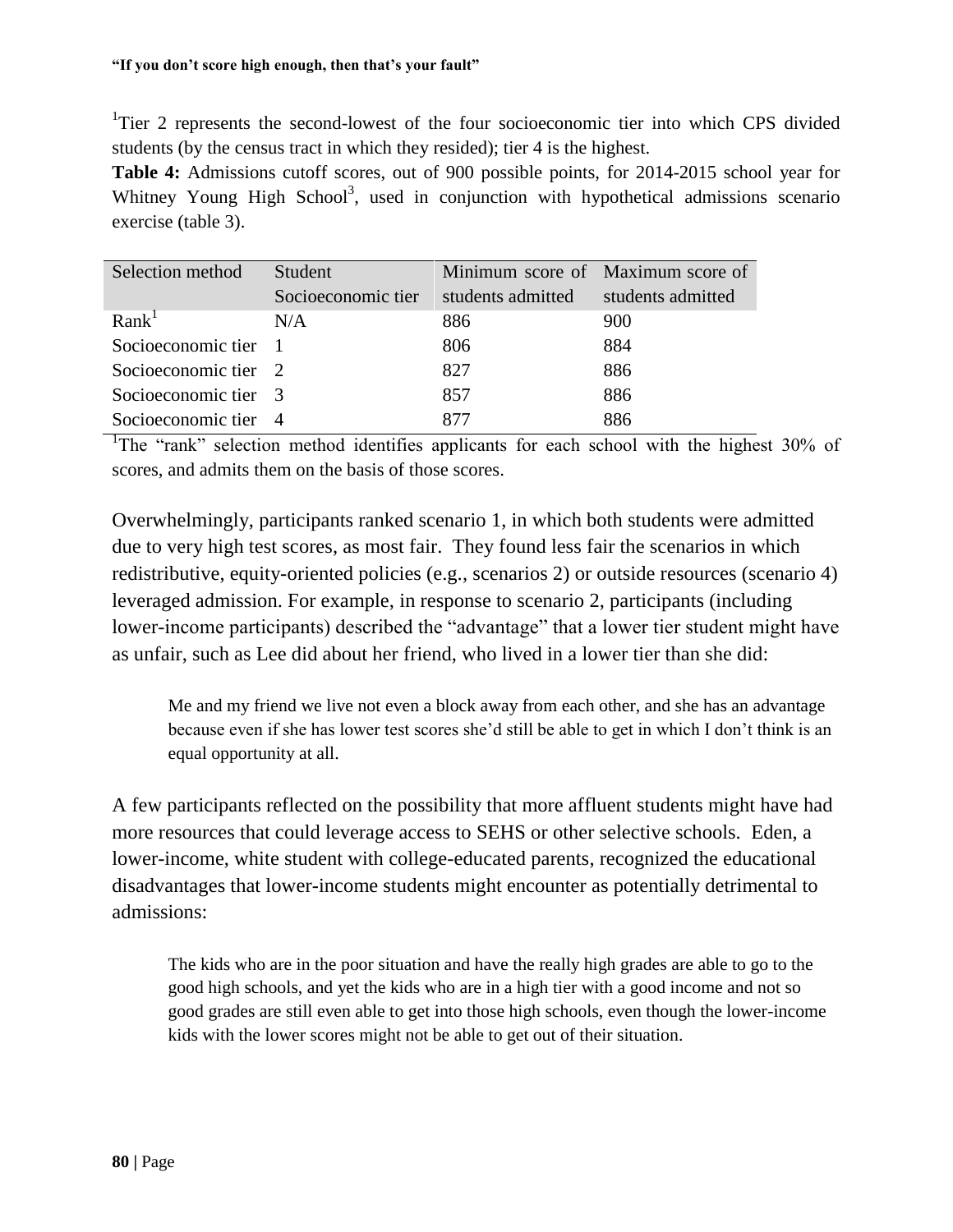[1]Tier 2 represents the second-lowest of the four socioeconomic tier into which CPS divided students (by the census tract in which they resided); tier 4 is the highest.

**Table 4:** Admissions cutoff scores, out of 900 possible points, for 2014-2015 school year for Whitney Young High School[3], used in conjunction with hypothetical admissions scenario exercise (table 3).

| Selection method | Student Socioeconomic tier | Minimum score of students admitted | Maximum score of students admitted |
|---|---|---|---|
| Rank[1] | N/A | 886 | 900 |
| Socioeconomic tier | 1 | 806 | 884 |
| Socioeconomic tier | 2 | 827 | 886 |
| Socioeconomic tier | 3 | 857 | 886 |
| Socioeconomic tier | 4 | 877 | 886 |

[1]The "rank" selection method identifies applicants for each school with the highest 30% of scores, and admits them on the basis of those scores.

Overwhelmingly, participants ranked scenario 1, in which both students were admitted due to very high test scores, as most fair. They found less fair the scenarios in which redistributive, equity-oriented policies (e.g., scenarios 2) or outside resources (scenario 4) leveraged admission. For example, in response to scenario 2, participants (including lower-income participants) described the "advantage" that a lower tier student might have as unfair, such as Lee did about her friend, who lived in a lower tier than she did:

> Me and my friend we live not even a block away from each other, and she has an advantage because even if she has lower test scores she'd still be able to get in which I don't think is an equal opportunity at all.

A few participants reflected on the possibility that more affluent students might have had more resources that could leverage access to SEHS or other selective schools. Eden, a lower-income, white student with college-educated parents, recognized the educational disadvantages that lower-income students might encounter as potentially detrimental to admissions:

> The kids who are in the poor situation and have the really high grades are able to go to the good high schools, and yet the kids who are in a high tier with a good income and not so good grades are still even able to get into those high schools, even though the lower-income kids with the lower scores might not be able to get out of their situation.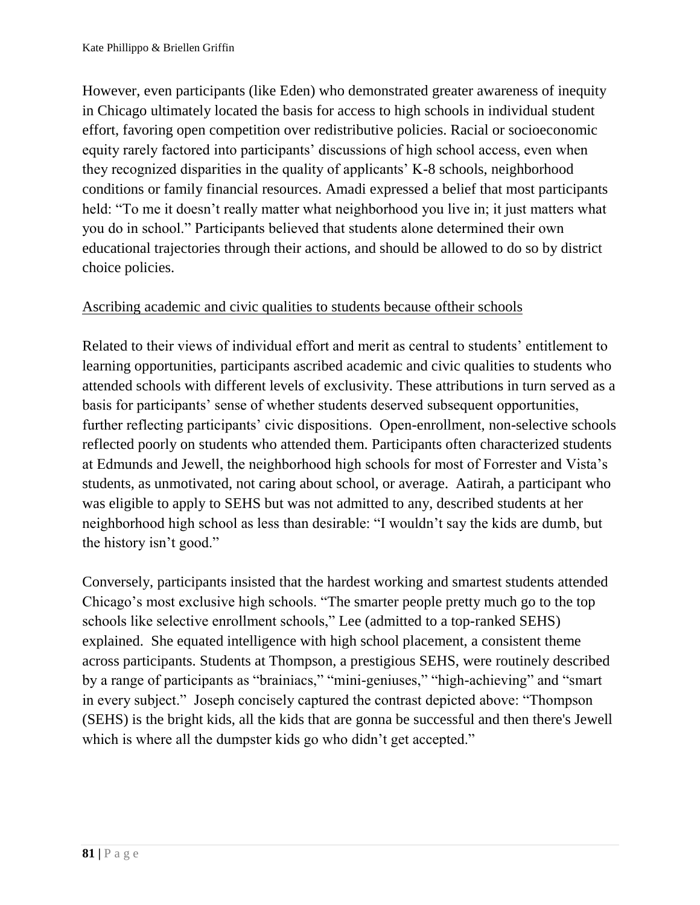However, even participants (like Eden) who demonstrated greater awareness of inequity in Chicago ultimately located the basis for access to high schools in individual student effort, favoring open competition over redistributive policies. Racial or socioeconomic equity rarely factored into participants' discussions of high school access, even when they recognized disparities in the quality of applicants' K-8 schools, neighborhood conditions or family financial resources. Amadi expressed a belief that most participants held: "To me it doesn't really matter what neighborhood you live in; it just matters what you do in school." Participants believed that students alone determined their own educational trajectories through their actions, and should be allowed to do so by district choice policies.

<u>Ascribing academic and civic qualities to students because oftheir schools</u>

Related to their views of individual effort and merit as central to students' entitlement to learning opportunities, participants ascribed academic and civic qualities to students who attended schools with different levels of exclusivity. These attributions in turn served as a basis for participants' sense of whether students deserved subsequent opportunities, further reflecting participants' civic dispositions. Open-enrollment, non-selective schools reflected poorly on students who attended them. Participants often characterized students at Edmunds and Jewell, the neighborhood high schools for most of Forrester and Vista's students, as unmotivated, not caring about school, or average. Aatirah, a participant who was eligible to apply to SEHS but was not admitted to any, described students at her neighborhood high school as less than desirable: "I wouldn't say the kids are dumb, but the history isn't good."

Conversely, participants insisted that the hardest working and smartest students attended Chicago's most exclusive high schools. "The smarter people pretty much go to the top schools like selective enrollment schools," Lee (admitted to a top-ranked SEHS) explained. She equated intelligence with high school placement, a consistent theme across participants. Students at Thompson, a prestigious SEHS, were routinely described by a range of participants as "brainiacs," "mini-geniuses," "high-achieving" and "smart in every subject." Joseph concisely captured the contrast depicted above: "Thompson (SEHS) is the bright kids, all the kids that are gonna be successful and then there's Jewell which is where all the dumpster kids go who didn't get accepted."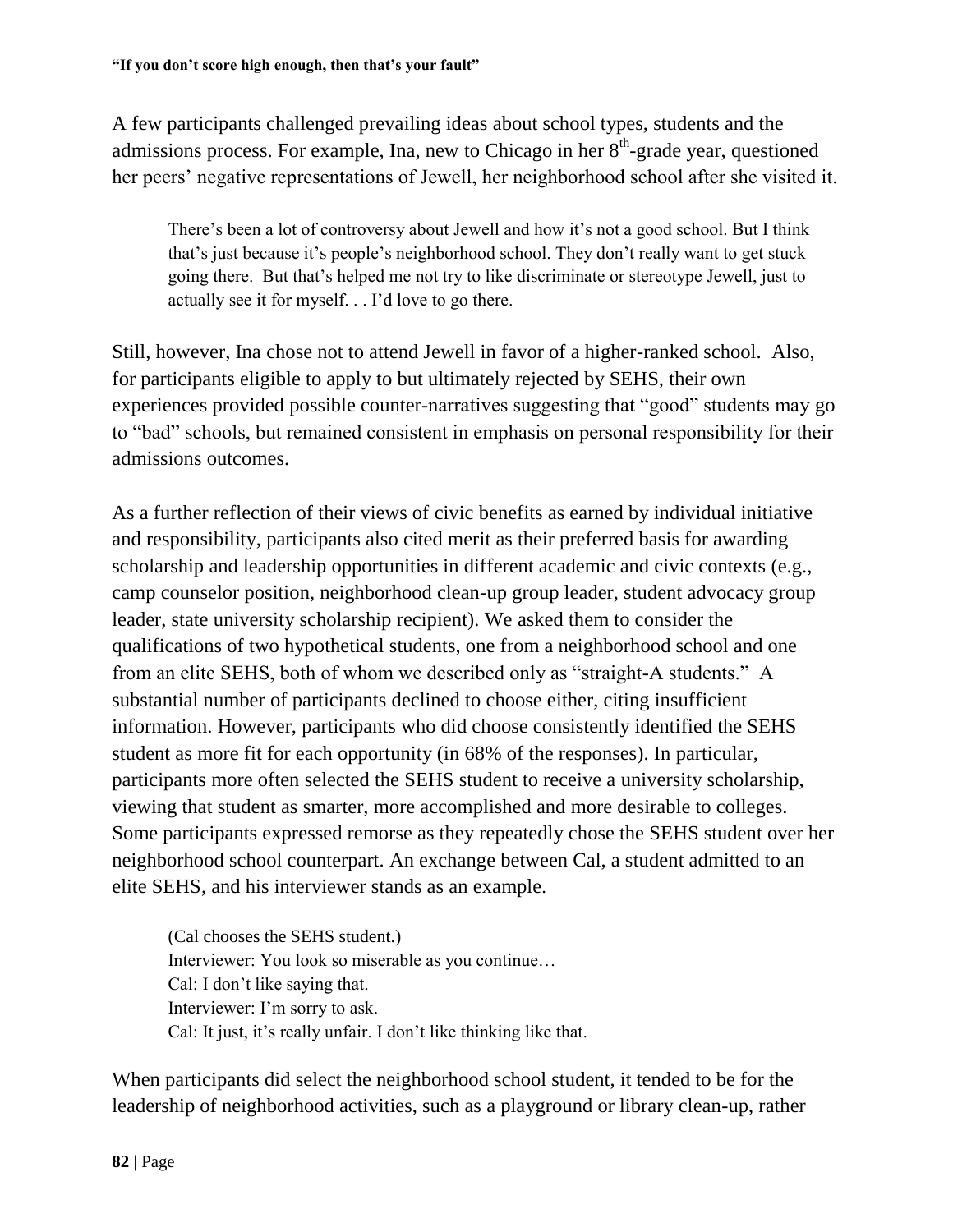A few participants challenged prevailing ideas about school types, students and the admissions process. For example, Ina, new to Chicago in her 8th-grade year, questioned her peers' negative representations of Jewell, her neighborhood school after she visited it.

> There's been a lot of controversy about Jewell and how it's not a good school. But I think that's just because it's people's neighborhood school. They don't really want to get stuck going there. But that's helped me not try to like discriminate or stereotype Jewell, just to actually see it for myself. . . I'd love to go there.

Still, however, Ina chose not to attend Jewell in favor of a higher-ranked school. Also, for participants eligible to apply to but ultimately rejected by SEHS, their own experiences provided possible counter-narratives suggesting that "good" students may go to "bad" schools, but remained consistent in emphasis on personal responsibility for their admissions outcomes.

As a further reflection of their views of civic benefits as earned by individual initiative and responsibility, participants also cited merit as their preferred basis for awarding scholarship and leadership opportunities in different academic and civic contexts (e.g., camp counselor position, neighborhood clean-up group leader, student advocacy group leader, state university scholarship recipient). We asked them to consider the qualifications of two hypothetical students, one from a neighborhood school and one from an elite SEHS, both of whom we described only as "straight-A students." A substantial number of participants declined to choose either, citing insufficient information. However, participants who did choose consistently identified the SEHS student as more fit for each opportunity (in 68% of the responses). In particular, participants more often selected the SEHS student to receive a university scholarship, viewing that student as smarter, more accomplished and more desirable to colleges. Some participants expressed remorse as they repeatedly chose the SEHS student over her neighborhood school counterpart. An exchange between Cal, a student admitted to an elite SEHS, and his interviewer stands as an example.

> (Cal chooses the SEHS student.)
> Interviewer: You look so miserable as you continue…
> Cal: I don't like saying that.
> Interviewer: I'm sorry to ask.
> Cal: It just, it's really unfair. I don't like thinking like that.

When participants did select the neighborhood school student, it tended to be for the leadership of neighborhood activities, such as a playground or library clean-up, rather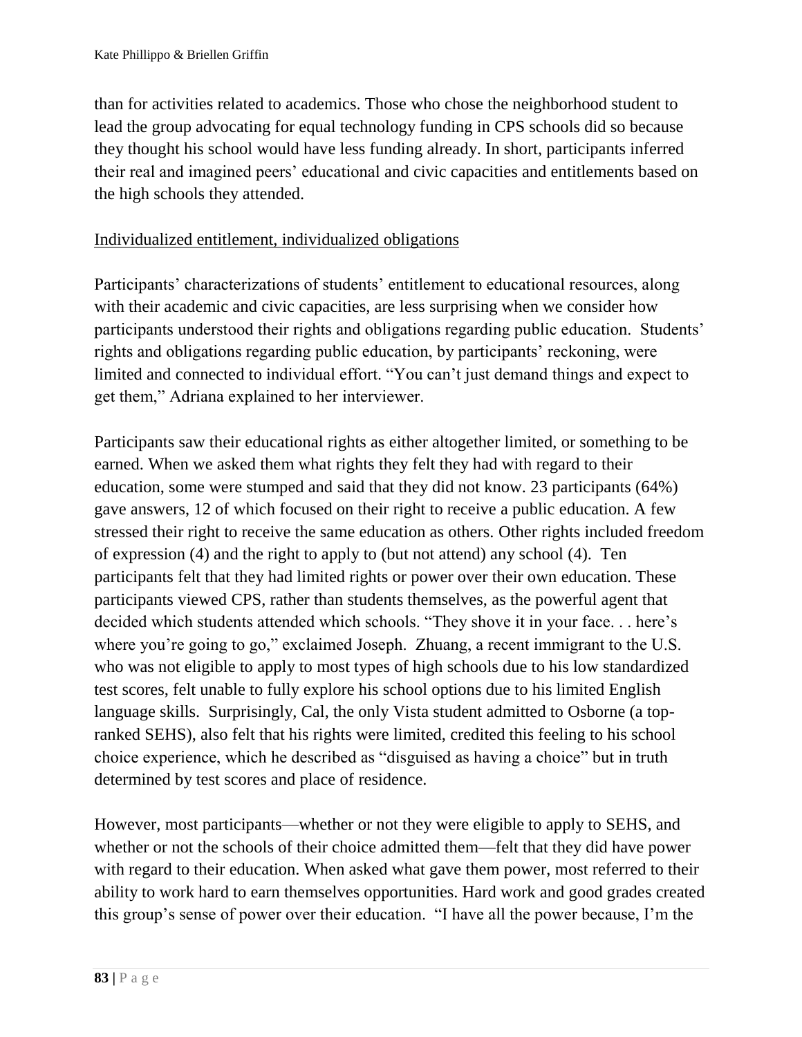than for activities related to academics. Those who chose the neighborhood student to lead the group advocating for equal technology funding in CPS schools did so because they thought his school would have less funding already. In short, participants inferred their real and imagined peers' educational and civic capacities and entitlements based on the high schools they attended.

<u>Individualized entitlement, individualized obligations</u>

Participants' characterizations of students' entitlement to educational resources, along with their academic and civic capacities, are less surprising when we consider how participants understood their rights and obligations regarding public education. Students' rights and obligations regarding public education, by participants' reckoning, were limited and connected to individual effort. "You can't just demand things and expect to get them," Adriana explained to her interviewer.

Participants saw their educational rights as either altogether limited, or something to be earned. When we asked them what rights they felt they had with regard to their education, some were stumped and said that they did not know. 23 participants (64%) gave answers, 12 of which focused on their right to receive a public education. A few stressed their right to receive the same education as others. Other rights included freedom of expression (4) and the right to apply to (but not attend) any school (4). Ten participants felt that they had limited rights or power over their own education. These participants viewed CPS, rather than students themselves, as the powerful agent that decided which students attended which schools. "They shove it in your face. . . here's where you're going to go," exclaimed Joseph. Zhuang, a recent immigrant to the U.S. who was not eligible to apply to most types of high schools due to his low standardized test scores, felt unable to fully explore his school options due to his limited English language skills. Surprisingly, Cal, the only Vista student admitted to Osborne (a top-ranked SEHS), also felt that his rights were limited, credited this feeling to his school choice experience, which he described as "disguised as having a choice" but in truth determined by test scores and place of residence.

However, most participants—whether or not they were eligible to apply to SEHS, and whether or not the schools of their choice admitted them—felt that they did have power with regard to their education. When asked what gave them power, most referred to their ability to work hard to earn themselves opportunities. Hard work and good grades created this group's sense of power over their education. "I have all the power because, I'm the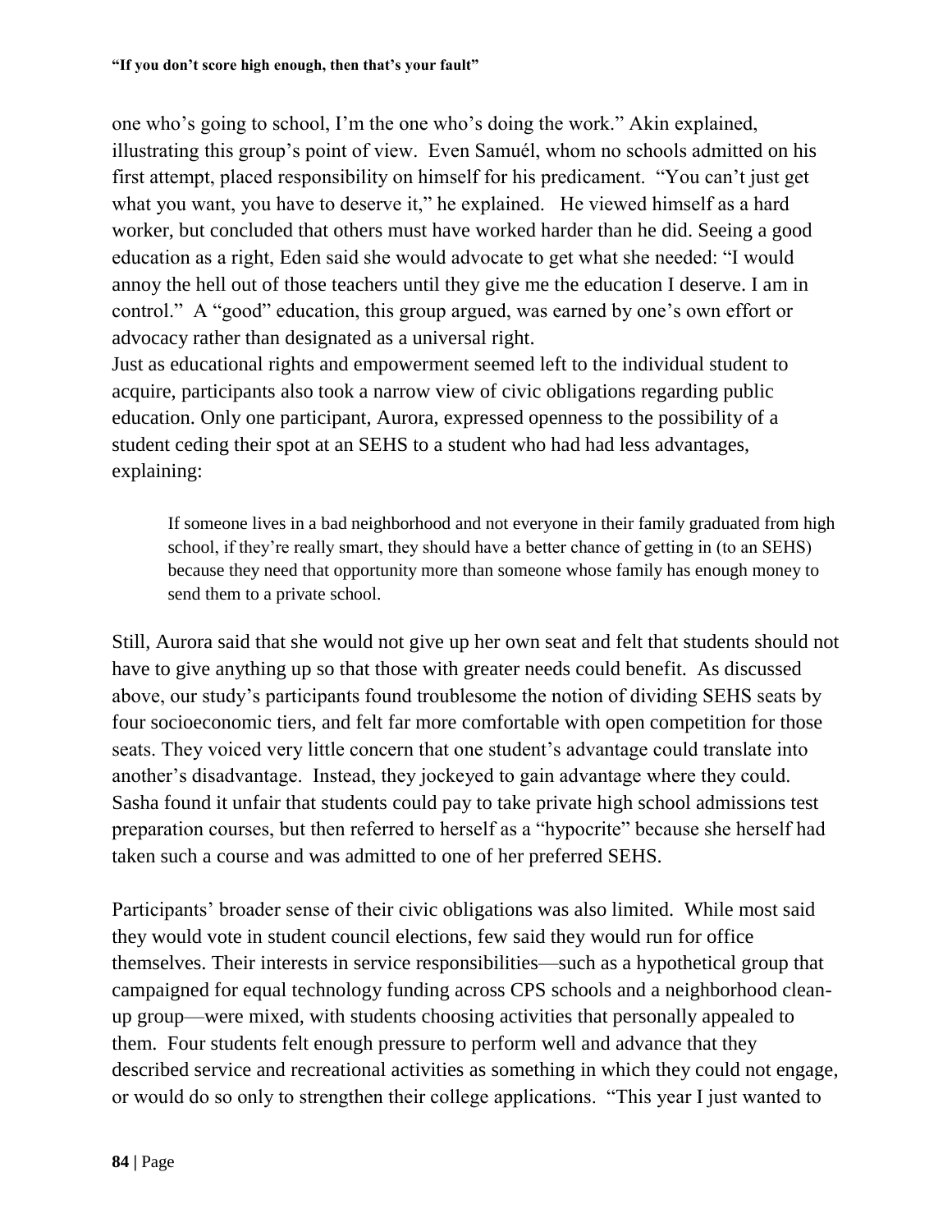one who's going to school, I'm the one who's doing the work." Akin explained, illustrating this group's point of view. Even Samuél, whom no schools admitted on his first attempt, placed responsibility on himself for his predicament. "You can't just get what you want, you have to deserve it," he explained. He viewed himself as a hard worker, but concluded that others must have worked harder than he did. Seeing a good education as a right, Eden said she would advocate to get what she needed: "I would annoy the hell out of those teachers until they give me the education I deserve. I am in control." A "good" education, this group argued, was earned by one's own effort or advocacy rather than designated as a universal right.

Just as educational rights and empowerment seemed left to the individual student to acquire, participants also took a narrow view of civic obligations regarding public education. Only one participant, Aurora, expressed openness to the possibility of a student ceding their spot at an SEHS to a student who had had less advantages, explaining:

> If someone lives in a bad neighborhood and not everyone in their family graduated from high school, if they're really smart, they should have a better chance of getting in (to an SEHS) because they need that opportunity more than someone whose family has enough money to send them to a private school.

Still, Aurora said that she would not give up her own seat and felt that students should not have to give anything up so that those with greater needs could benefit. As discussed above, our study's participants found troublesome the notion of dividing SEHS seats by four socioeconomic tiers, and felt far more comfortable with open competition for those seats. They voiced very little concern that one student's advantage could translate into another's disadvantage. Instead, they jockeyed to gain advantage where they could. Sasha found it unfair that students could pay to take private high school admissions test preparation courses, but then referred to herself as a "hypocrite" because she herself had taken such a course and was admitted to one of her preferred SEHS.

Participants' broader sense of their civic obligations was also limited. While most said they would vote in student council elections, few said they would run for office themselves. Their interests in service responsibilities—such as a hypothetical group that campaigned for equal technology funding across CPS schools and a neighborhood clean-up group—were mixed, with students choosing activities that personally appealed to them. Four students felt enough pressure to perform well and advance that they described service and recreational activities as something in which they could not engage, or would do so only to strengthen their college applications. "This year I just wanted to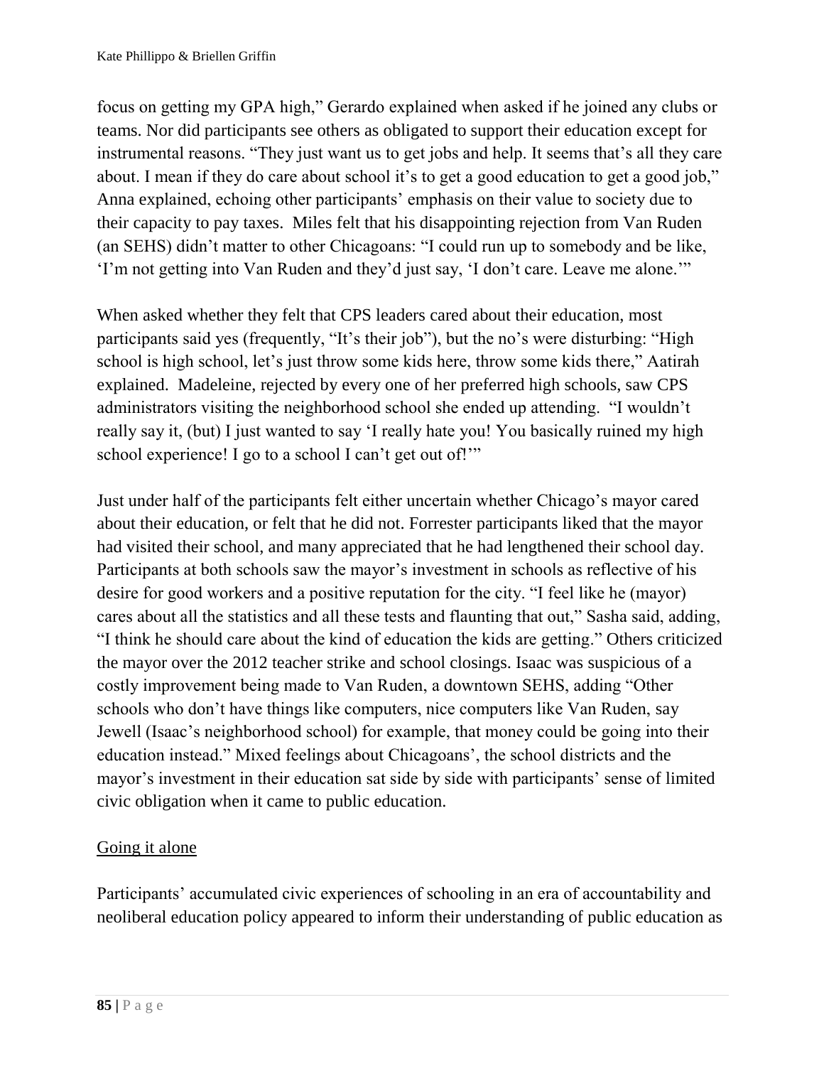focus on getting my GPA high," Gerardo explained when asked if he joined any clubs or teams. Nor did participants see others as obligated to support their education except for instrumental reasons. "They just want us to get jobs and help. It seems that's all they care about. I mean if they do care about school it's to get a good education to get a good job," Anna explained, echoing other participants' emphasis on their value to society due to their capacity to pay taxes. Miles felt that his disappointing rejection from Van Ruden (an SEHS) didn't matter to other Chicagoans: "I could run up to somebody and be like, 'I'm not getting into Van Ruden and they'd just say, 'I don't care. Leave me alone.'"

When asked whether they felt that CPS leaders cared about their education, most participants said yes (frequently, "It's their job"), but the no's were disturbing: "High school is high school, let's just throw some kids here, throw some kids there," Aatirah explained. Madeleine, rejected by every one of her preferred high schools, saw CPS administrators visiting the neighborhood school she ended up attending. "I wouldn't really say it, (but) I just wanted to say 'I really hate you! You basically ruined my high school experience! I go to a school I can't get out of!'"

Just under half of the participants felt either uncertain whether Chicago's mayor cared about their education, or felt that he did not. Forrester participants liked that the mayor had visited their school, and many appreciated that he had lengthened their school day. Participants at both schools saw the mayor's investment in schools as reflective of his desire for good workers and a positive reputation for the city. "I feel like he (mayor) cares about all the statistics and all these tests and flaunting that out," Sasha said, adding, "I think he should care about the kind of education the kids are getting." Others criticized the mayor over the 2012 teacher strike and school closings. Isaac was suspicious of a costly improvement being made to Van Ruden, a downtown SEHS, adding "Other schools who don't have things like computers, nice computers like Van Ruden, say Jewell (Isaac's neighborhood school) for example, that money could be going into their education instead." Mixed feelings about Chicagoans', the school districts and the mayor's investment in their education sat side by side with participants' sense of limited civic obligation when it came to public education.

<u>Going it alone</u>

Participants' accumulated civic experiences of schooling in an era of accountability and neoliberal education policy appeared to inform their understanding of public education as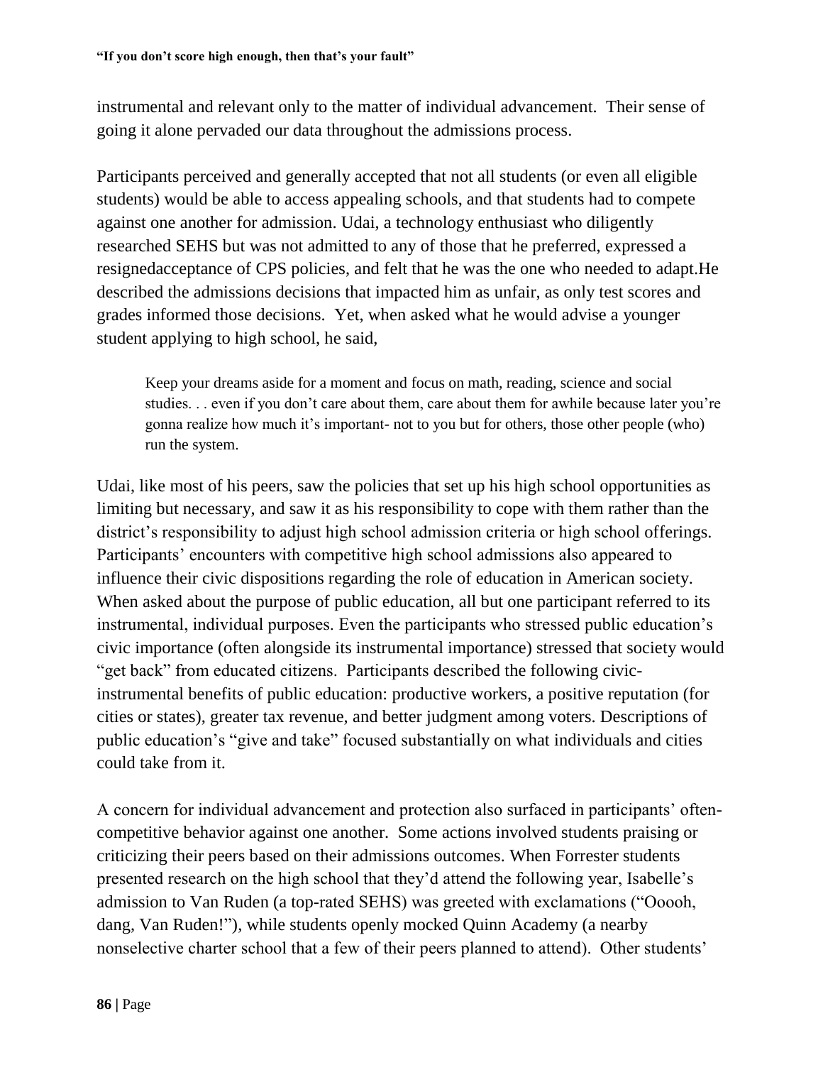instrumental and relevant only to the matter of individual advancement. Their sense of going it alone pervaded our data throughout the admissions process.

Participants perceived and generally accepted that not all students (or even all eligible students) would be able to access appealing schools, and that students had to compete against one another for admission. Udai, a technology enthusiast who diligently researched SEHS but was not admitted to any of those that he preferred, expressed a resignedacceptance of CPS policies, and felt that he was the one who needed to adapt.He described the admissions decisions that impacted him as unfair, as only test scores and grades informed those decisions. Yet, when asked what he would advise a younger student applying to high school, he said,

> Keep your dreams aside for a moment and focus on math, reading, science and social studies. . . even if you don't care about them, care about them for awhile because later you're gonna realize how much it's important- not to you but for others, those other people (who) run the system.

Udai, like most of his peers, saw the policies that set up his high school opportunities as limiting but necessary, and saw it as his responsibility to cope with them rather than the district's responsibility to adjust high school admission criteria or high school offerings. Participants' encounters with competitive high school admissions also appeared to influence their civic dispositions regarding the role of education in American society. When asked about the purpose of public education, all but one participant referred to its instrumental, individual purposes. Even the participants who stressed public education's civic importance (often alongside its instrumental importance) stressed that society would "get back" from educated citizens. Participants described the following civic-instrumental benefits of public education: productive workers, a positive reputation (for cities or states), greater tax revenue, and better judgment among voters. Descriptions of public education's "give and take" focused substantially on what individuals and cities could take from it.

A concern for individual advancement and protection also surfaced in participants' often-competitive behavior against one another. Some actions involved students praising or criticizing their peers based on their admissions outcomes. When Forrester students presented research on the high school that they'd attend the following year, Isabelle's admission to Van Ruden (a top-rated SEHS) was greeted with exclamations ("Ooooh, dang, Van Ruden!"), while students openly mocked Quinn Academy (a nearby nonselective charter school that a few of their peers planned to attend). Other students'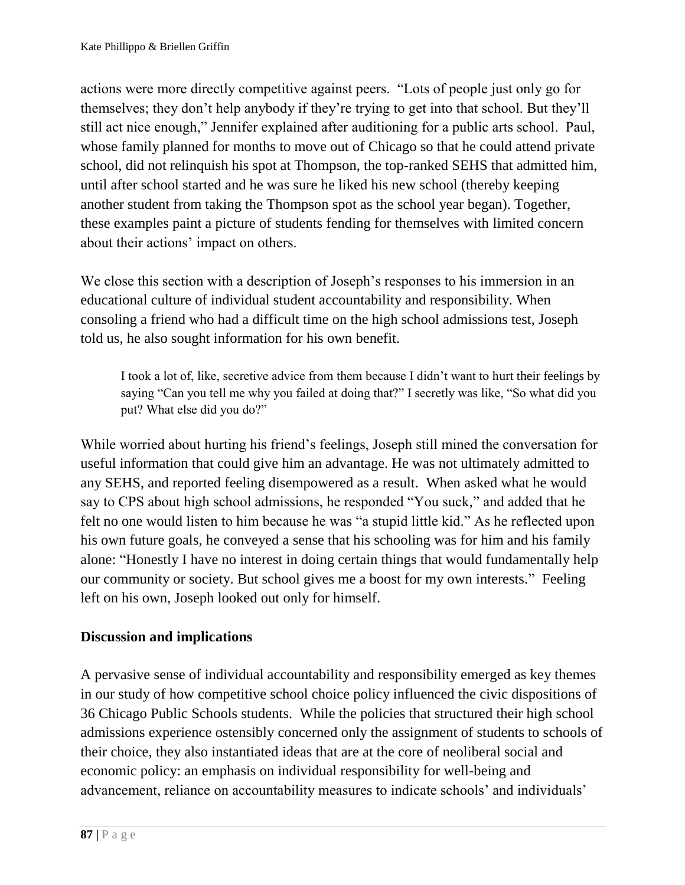actions were more directly competitive against peers. "Lots of people just only go for themselves; they don't help anybody if they're trying to get into that school. But they'll still act nice enough," Jennifer explained after auditioning for a public arts school. Paul, whose family planned for months to move out of Chicago so that he could attend private school, did not relinquish his spot at Thompson, the top-ranked SEHS that admitted him, until after school started and he was sure he liked his new school (thereby keeping another student from taking the Thompson spot as the school year began). Together, these examples paint a picture of students fending for themselves with limited concern about their actions' impact on others.

We close this section with a description of Joseph's responses to his immersion in an educational culture of individual student accountability and responsibility. When consoling a friend who had a difficult time on the high school admissions test, Joseph told us, he also sought information for his own benefit.

> I took a lot of, like, secretive advice from them because I didn't want to hurt their feelings by saying "Can you tell me why you failed at doing that?" I secretly was like, "So what did you put? What else did you do?"

While worried about hurting his friend's feelings, Joseph still mined the conversation for useful information that could give him an advantage. He was not ultimately admitted to any SEHS, and reported feeling disempowered as a result. When asked what he would say to CPS about high school admissions, he responded "You suck," and added that he felt no one would listen to him because he was "a stupid little kid." As he reflected upon his own future goals, he conveyed a sense that his schooling was for him and his family alone: "Honestly I have no interest in doing certain things that would fundamentally help our community or society. But school gives me a boost for my own interests." Feeling left on his own, Joseph looked out only for himself.

## Discussion and implications

A pervasive sense of individual accountability and responsibility emerged as key themes in our study of how competitive school choice policy influenced the civic dispositions of 36 Chicago Public Schools students. While the policies that structured their high school admissions experience ostensibly concerned only the assignment of students to schools of their choice, they also instantiated ideas that are at the core of neoliberal social and economic policy: an emphasis on individual responsibility for well-being and advancement, reliance on accountability measures to indicate schools' and individuals'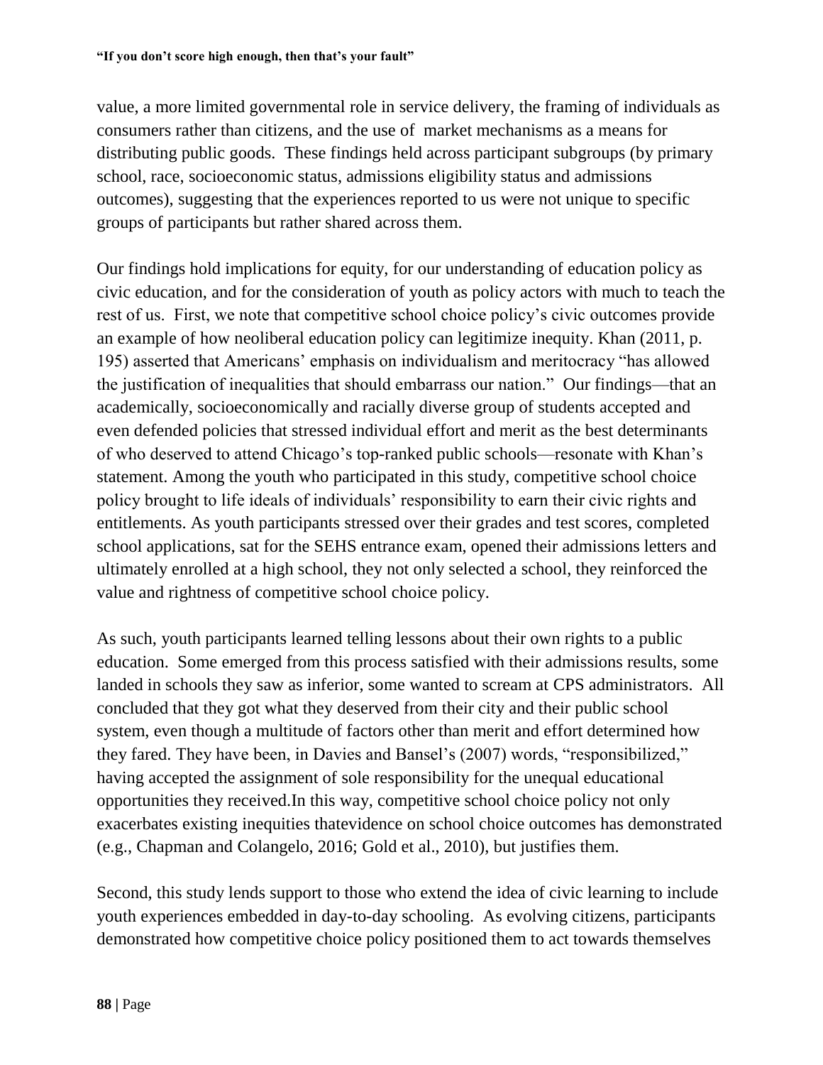value, a more limited governmental role in service delivery, the framing of individuals as consumers rather than citizens, and the use of market mechanisms as a means for distributing public goods. These findings held across participant subgroups (by primary school, race, socioeconomic status, admissions eligibility status and admissions outcomes), suggesting that the experiences reported to us were not unique to specific groups of participants but rather shared across them.

Our findings hold implications for equity, for our understanding of education policy as civic education, and for the consideration of youth as policy actors with much to teach the rest of us. First, we note that competitive school choice policy's civic outcomes provide an example of how neoliberal education policy can legitimize inequity. Khan (2011, p. 195) asserted that Americans' emphasis on individualism and meritocracy "has allowed the justification of inequalities that should embarrass our nation." Our findings—that an academically, socioeconomically and racially diverse group of students accepted and even defended policies that stressed individual effort and merit as the best determinants of who deserved to attend Chicago's top-ranked public schools—resonate with Khan's statement. Among the youth who participated in this study, competitive school choice policy brought to life ideals of individuals' responsibility to earn their civic rights and entitlements. As youth participants stressed over their grades and test scores, completed school applications, sat for the SEHS entrance exam, opened their admissions letters and ultimately enrolled at a high school, they not only selected a school, they reinforced the value and rightness of competitive school choice policy.

As such, youth participants learned telling lessons about their own rights to a public education. Some emerged from this process satisfied with their admissions results, some landed in schools they saw as inferior, some wanted to scream at CPS administrators. All concluded that they got what they deserved from their city and their public school system, even though a multitude of factors other than merit and effort determined how they fared. They have been, in Davies and Bansel's (2007) words, "responsibilized," having accepted the assignment of sole responsibility for the unequal educational opportunities they received.In this way, competitive school choice policy not only exacerbates existing inequities thatevidence on school choice outcomes has demonstrated (e.g., Chapman and Colangelo, 2016; Gold et al., 2010), but justifies them.

Second, this study lends support to those who extend the idea of civic learning to include youth experiences embedded in day-to-day schooling. As evolving citizens, participants demonstrated how competitive choice policy positioned them to act towards themselves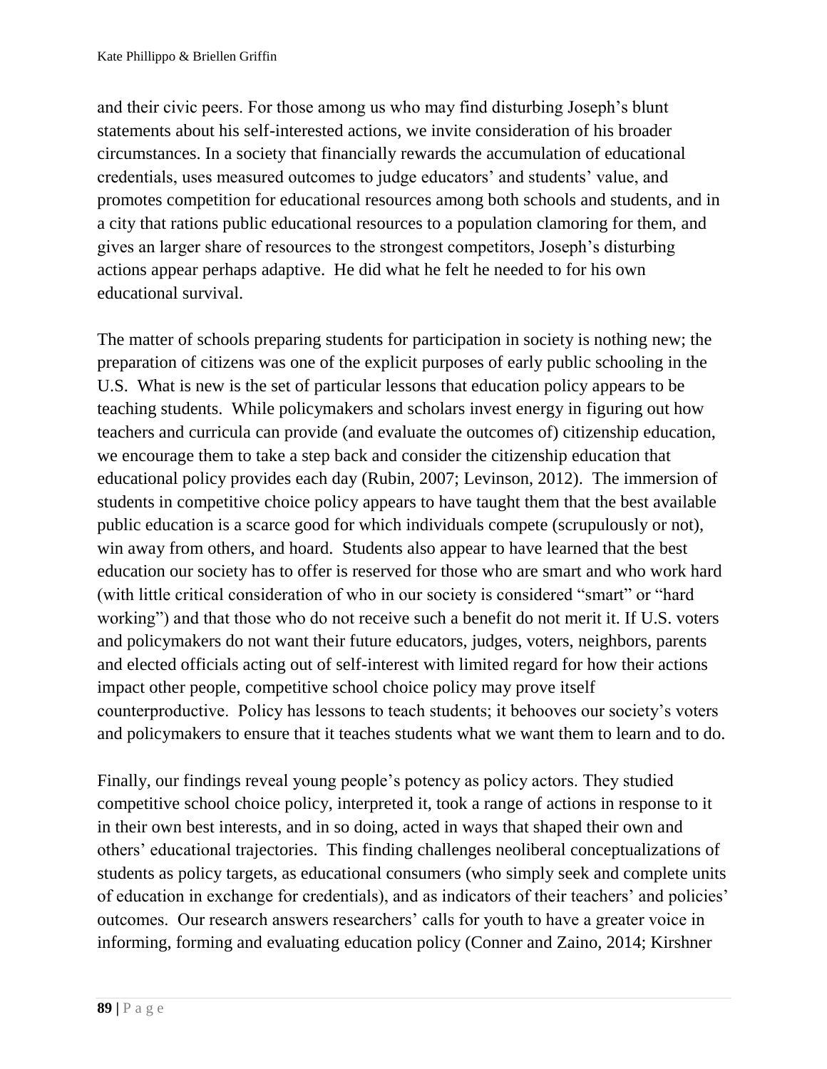and their civic peers. For those among us who may find disturbing Joseph's blunt statements about his self-interested actions, we invite consideration of his broader circumstances. In a society that financially rewards the accumulation of educational credentials, uses measured outcomes to judge educators' and students' value, and promotes competition for educational resources among both schools and students, and in a city that rations public educational resources to a population clamoring for them, and gives an larger share of resources to the strongest competitors, Joseph's disturbing actions appear perhaps adaptive. He did what he felt he needed to for his own educational survival.

The matter of schools preparing students for participation in society is nothing new; the preparation of citizens was one of the explicit purposes of early public schooling in the U.S. What is new is the set of particular lessons that education policy appears to be teaching students. While policymakers and scholars invest energy in figuring out how teachers and curricula can provide (and evaluate the outcomes of) citizenship education, we encourage them to take a step back and consider the citizenship education that educational policy provides each day (Rubin, 2007; Levinson, 2012). The immersion of students in competitive choice policy appears to have taught them that the best available public education is a scarce good for which individuals compete (scrupulously or not), win away from others, and hoard. Students also appear to have learned that the best education our society has to offer is reserved for those who are smart and who work hard (with little critical consideration of who in our society is considered "smart" or "hard working") and that those who do not receive such a benefit do not merit it. If U.S. voters and policymakers do not want their future educators, judges, voters, neighbors, parents and elected officials acting out of self-interest with limited regard for how their actions impact other people, competitive school choice policy may prove itself counterproductive. Policy has lessons to teach students; it behooves our society's voters and policymakers to ensure that it teaches students what we want them to learn and to do.

Finally, our findings reveal young people's potency as policy actors. They studied competitive school choice policy, interpreted it, took a range of actions in response to it in their own best interests, and in so doing, acted in ways that shaped their own and others' educational trajectories. This finding challenges neoliberal conceptualizations of students as policy targets, as educational consumers (who simply seek and complete units of education in exchange for credentials), and as indicators of their teachers' and policies' outcomes. Our research answers researchers' calls for youth to have a greater voice in informing, forming and evaluating education policy (Conner and Zaino, 2014; Kirshner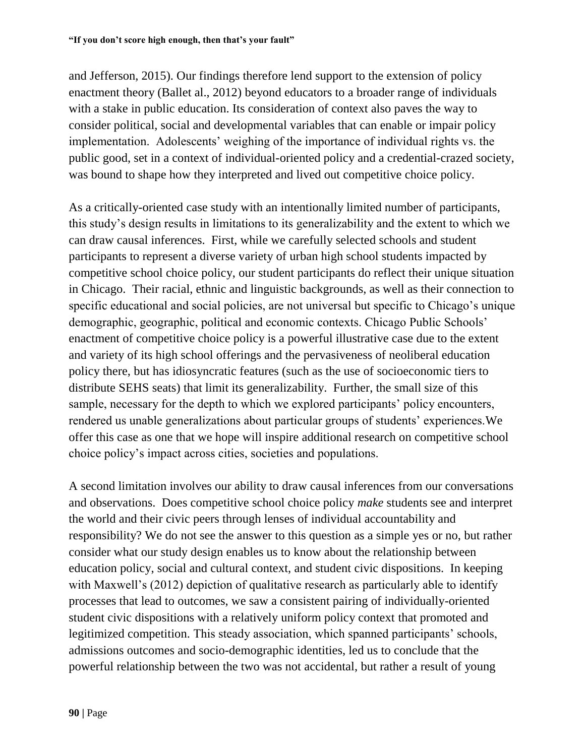and Jefferson, 2015). Our findings therefore lend support to the extension of policy enactment theory (Ballet al., 2012) beyond educators to a broader range of individuals with a stake in public education. Its consideration of context also paves the way to consider political, social and developmental variables that can enable or impair policy implementation. Adolescents' weighing of the importance of individual rights vs. the public good, set in a context of individual-oriented policy and a credential-crazed society, was bound to shape how they interpreted and lived out competitive choice policy.

As a critically-oriented case study with an intentionally limited number of participants, this study's design results in limitations to its generalizability and the extent to which we can draw causal inferences. First, while we carefully selected schools and student participants to represent a diverse variety of urban high school students impacted by competitive school choice policy, our student participants do reflect their unique situation in Chicago. Their racial, ethnic and linguistic backgrounds, as well as their connection to specific educational and social policies, are not universal but specific to Chicago's unique demographic, geographic, political and economic contexts. Chicago Public Schools' enactment of competitive choice policy is a powerful illustrative case due to the extent and variety of its high school offerings and the pervasiveness of neoliberal education policy there, but has idiosyncratic features (such as the use of socioeconomic tiers to distribute SEHS seats) that limit its generalizability. Further, the small size of this sample, necessary for the depth to which we explored participants' policy encounters, rendered us unable generalizations about particular groups of students' experiences.We offer this case as one that we hope will inspire additional research on competitive school choice policy's impact across cities, societies and populations.

A second limitation involves our ability to draw causal inferences from our conversations and observations. Does competitive school choice policy *make* students see and interpret the world and their civic peers through lenses of individual accountability and responsibility? We do not see the answer to this question as a simple yes or no, but rather consider what our study design enables us to know about the relationship between education policy, social and cultural context, and student civic dispositions. In keeping with Maxwell's (2012) depiction of qualitative research as particularly able to identify processes that lead to outcomes, we saw a consistent pairing of individually-oriented student civic dispositions with a relatively uniform policy context that promoted and legitimized competition. This steady association, which spanned participants' schools, admissions outcomes and socio-demographic identities, led us to conclude that the powerful relationship between the two was not accidental, but rather a result of young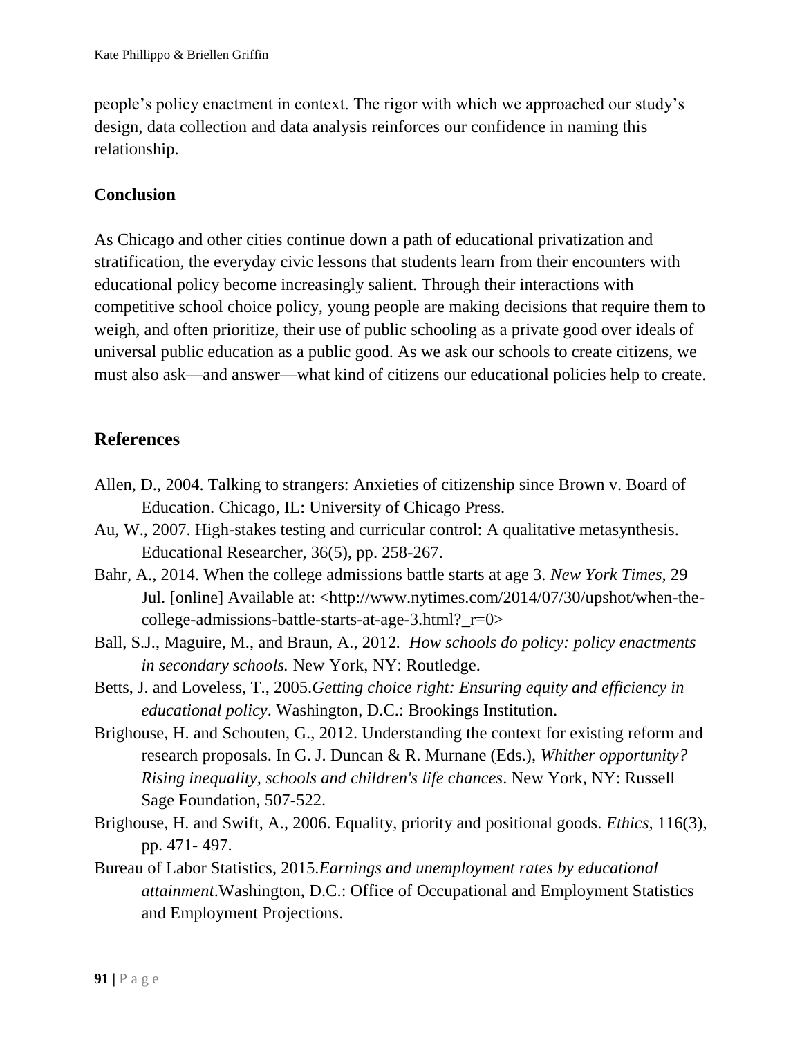people's policy enactment in context. The rigor with which we approached our study's design, data collection and data analysis reinforces our confidence in naming this relationship.

**Conclusion**

As Chicago and other cities continue down a path of educational privatization and stratification, the everyday civic lessons that students learn from their encounters with educational policy become increasingly salient. Through their interactions with competitive school choice policy, young people are making decisions that require them to weigh, and often prioritize, their use of public schooling as a private good over ideals of universal public education as a public good. As we ask our schools to create citizens, we must also ask—and answer—what kind of citizens our educational policies help to create.

## References

Allen, D., 2004. Talking to strangers: Anxieties of citizenship since Brown v. Board of Education. Chicago, IL: University of Chicago Press.

Au, W., 2007. High-stakes testing and curricular control: A qualitative metasynthesis. Educational Researcher, 36(5), pp. 258-267.

Bahr, A., 2014. When the college admissions battle starts at age 3. *New York Times*, 29 Jul. [online] Available at: <http://www.nytimes.com/2014/07/30/upshot/when-the-college-admissions-battle-starts-at-age-3.html?_r=0>

Ball, S.J., Maguire, M., and Braun, A., 2012. *How schools do policy: policy enactments in secondary schools.* New York, NY: Routledge.

Betts, J. and Loveless, T., 2005.*Getting choice right: Ensuring equity and efficiency in educational policy*. Washington, D.C.: Brookings Institution.

Brighouse, H. and Schouten, G., 2012. Understanding the context for existing reform and research proposals. In G. J. Duncan & R. Murnane (Eds.), *Whither opportunity? Rising inequality, schools and children's life chances*. New York, NY: Russell Sage Foundation, 507-522.

Brighouse, H. and Swift, A., 2006. Equality, priority and positional goods. *Ethics,* 116(3), pp. 471- 497.

Bureau of Labor Statistics, 2015.*Earnings and unemployment rates by educational attainment*.Washington, D.C.: Office of Occupational and Employment Statistics and Employment Projections.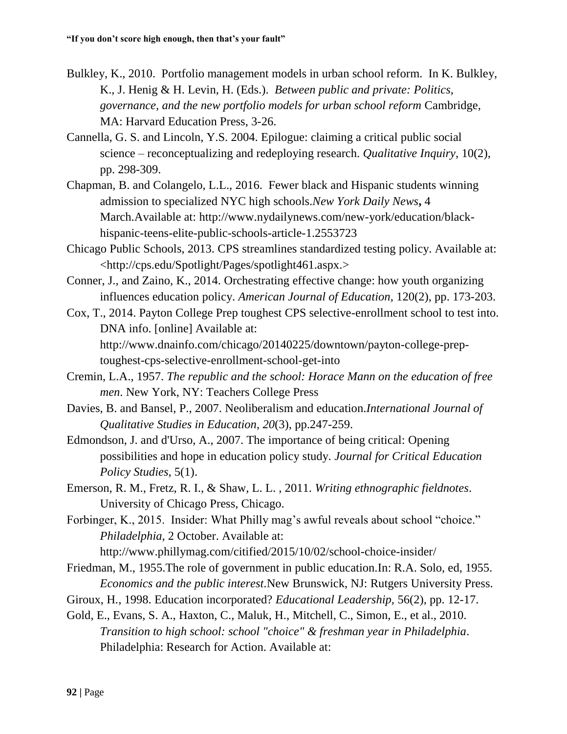Bulkley, K., 2010. Portfolio management models in urban school reform. In K. Bulkley, K., J. Henig & H. Levin, H. (Eds.). *Between public and private: Politics, governance, and the new portfolio models for urban school reform* Cambridge, MA: Harvard Education Press, 3-26.

Cannella, G. S. and Lincoln, Y.S. 2004. Epilogue: claiming a critical public social science – reconceptualizing and redeploying research. *Qualitative Inquiry,* 10(2), pp. 298-309.

Chapman, B. and Colangelo, L.L., 2016. Fewer black and Hispanic students winning admission to specialized NYC high schools.*New York Daily News***,** 4 March.Available at: http://www.nydailynews.com/new-york/education/black-hispanic-teens-elite-public-schools-article-1.2553723

Chicago Public Schools, 2013. CPS streamlines standardized testing policy. Available at: <http://cps.edu/Spotlight/Pages/spotlight461.aspx.>

Conner, J., and Zaino, K., 2014. Orchestrating effective change: how youth organizing influences education policy. *American Journal of Education*, 120(2), pp. 173-203.

Cox, T., 2014. Payton College Prep toughest CPS selective-enrollment school to test into. DNA info. [online] Available at: http://www.dnainfo.com/chicago/20140225/downtown/payton-college-prep-toughest-cps-selective-enrollment-school-get-into

Cremin, L.A., 1957. *The republic and the school: Horace Mann on the education of free men*. New York, NY: Teachers College Press

Davies, B. and Bansel, P., 2007. Neoliberalism and education.*International Journal of Qualitative Studies in Education*, *20*(3), pp.247-259.

Edmondson, J. and d'Urso, A., 2007. The importance of being critical: Opening possibilities and hope in education policy study. *Journal for Critical Education Policy Studies,* 5(1).

Emerson, R. M., Fretz, R. I., & Shaw, L. L. , 2011. *Writing ethnographic fieldnotes*. University of Chicago Press, Chicago.

Forbinger, K., 2015. Insider: What Philly mag's awful reveals about school "choice." *Philadelphia*, 2 October. Available at: http://www.phillymag.com/citified/2015/10/02/school-choice-insider/

Friedman, M., 1955.The role of government in public education.In: R.A. Solo, ed, 1955. *Economics and the public interest*.New Brunswick, NJ: Rutgers University Press.

Giroux, H., 1998. Education incorporated? *Educational Leadership,* 56(2), pp. 12-17.

Gold, E., Evans, S. A., Haxton, C., Maluk, H., Mitchell, C., Simon, E., et al., 2010. *Transition to high school: school "choice" & freshman year in Philadelphia*. Philadelphia: Research for Action. Available at: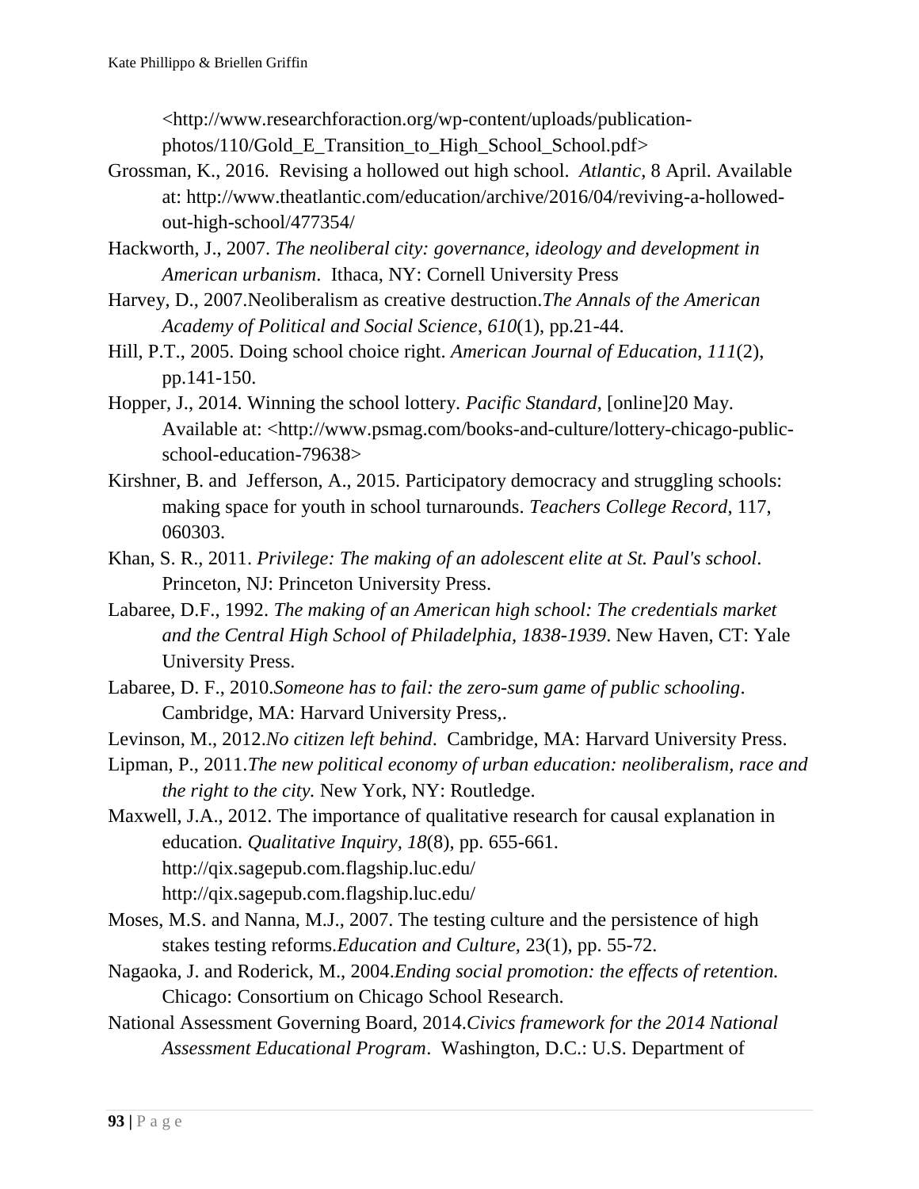<http://www.researchforaction.org/wp-content/uploads/publication-photos/110/Gold_E_Transition_to_High_School_School.pdf>

Grossman, K., 2016. Revising a hollowed out high school. *Atlantic*, 8 April. Available at: http://www.theatlantic.com/education/archive/2016/04/reviving-a-hollowed-out-high-school/477354/

Hackworth, J., 2007. *The neoliberal city: governance, ideology and development in American urbanism*. Ithaca, NY: Cornell University Press

Harvey, D., 2007.Neoliberalism as creative destruction.*The Annals of the American Academy of Political and Social Science*, *610*(1), pp.21-44.

Hill, P.T., 2005. Doing school choice right. *American Journal of Education*, *111*(2), pp.141-150.

Hopper, J., 2014. Winning the school lottery. *Pacific Standard*, [online]20 May. Available at: <http://www.psmag.com/books-and-culture/lottery-chicago-public-school-education-79638>

Kirshner, B. and Jefferson, A., 2015. Participatory democracy and struggling schools: making space for youth in school turnarounds. *Teachers College Record*, 117, 060303.

Khan, S. R., 2011. *Privilege: The making of an adolescent elite at St. Paul's school*. Princeton, NJ: Princeton University Press.

Labaree, D.F., 1992. *The making of an American high school: The credentials market and the Central High School of Philadelphia, 1838-1939*. New Haven, CT: Yale University Press.

Labaree, D. F., 2010.*Someone has to fail: the zero-sum game of public schooling*. Cambridge, MA: Harvard University Press,.

Levinson, M., 2012.*No citizen left behind*. Cambridge, MA: Harvard University Press.

Lipman, P., 2011.*The new political economy of urban education: neoliberalism, race and the right to the city.* New York, NY: Routledge.

Maxwell, J.A., 2012. The importance of qualitative research for causal explanation in education. *Qualitative Inquiry*, *18*(8), pp. 655-661.
http://qix.sagepub.com.flagship.luc.edu/
http://qix.sagepub.com.flagship.luc.edu/

Moses, M.S. and Nanna, M.J., 2007. The testing culture and the persistence of high stakes testing reforms.*Education and Culture,* 23(1), pp. 55-72.

Nagaoka, J. and Roderick, M., 2004.*Ending social promotion: the effects of retention.* Chicago: Consortium on Chicago School Research.

National Assessment Governing Board, 2014.*Civics framework for the 2014 National Assessment Educational Program*. Washington, D.C.: U.S. Department of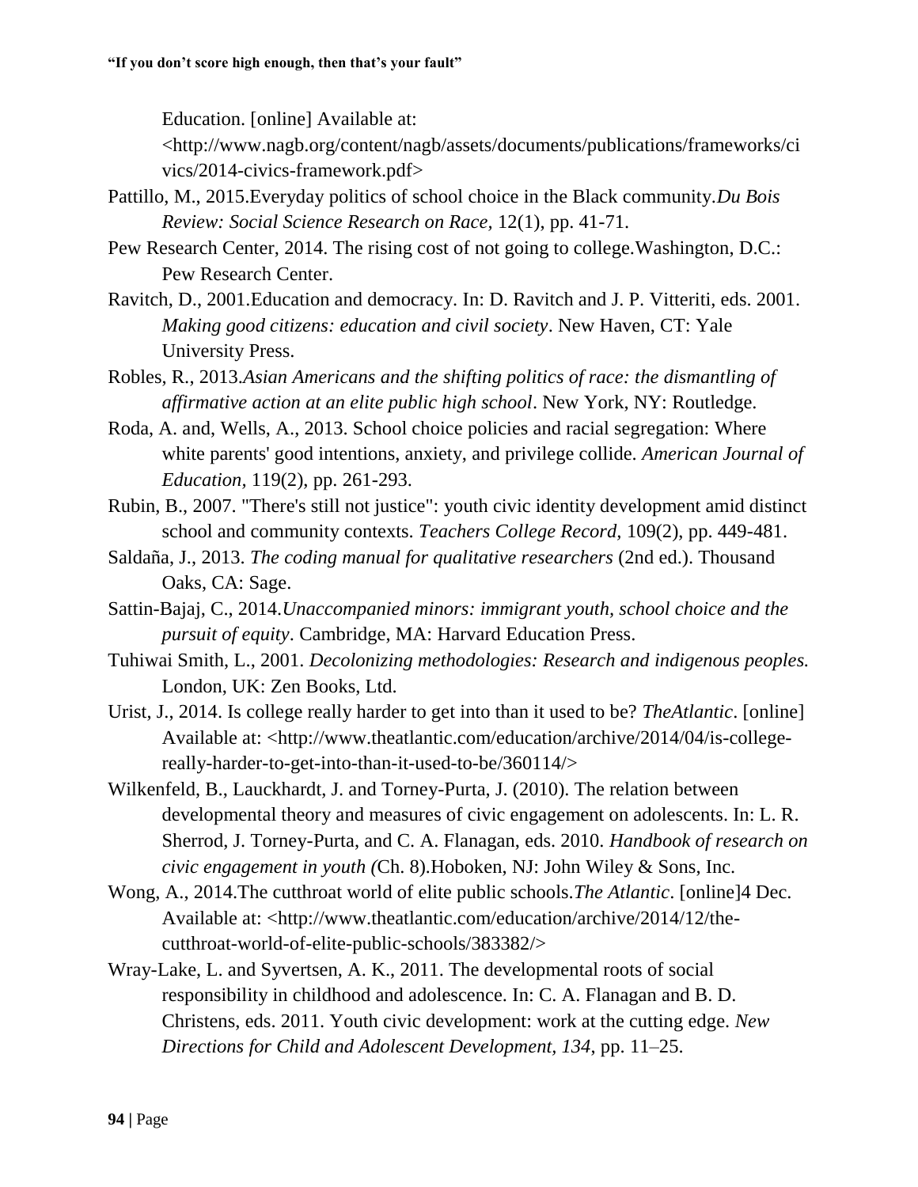Education. [online] Available at: <http://www.nagb.org/content/nagb/assets/documents/publications/frameworks/civics/2014-civics-framework.pdf>

Pattillo, M., 2015.Everyday politics of school choice in the Black community.*Du Bois Review: Social Science Research on Race*, 12(1), pp. 41-71.

Pew Research Center, 2014. The rising cost of not going to college.Washington, D.C.: Pew Research Center.

Ravitch, D., 2001.Education and democracy. In: D. Ravitch and J. P. Vitteriti, eds. 2001. *Making good citizens: education and civil society*. New Haven, CT: Yale University Press.

Robles, R., 2013.*Asian Americans and the shifting politics of race: the dismantling of affirmative action at an elite public high school*. New York, NY: Routledge.

Roda, A. and, Wells, A., 2013. School choice policies and racial segregation: Where white parents' good intentions, anxiety, and privilege collide. *American Journal of Education*, 119(2), pp. 261-293.

Rubin, B., 2007. "There's still not justice": youth civic identity development amid distinct school and community contexts. *Teachers College Record*, 109(2), pp. 449-481.

Saldaña, J., 2013. *The coding manual for qualitative researchers* (2nd ed.). Thousand Oaks, CA: Sage.

Sattin-Bajaj, C., 2014.*Unaccompanied minors: immigrant youth, school choice and the pursuit of equity*. Cambridge, MA: Harvard Education Press.

Tuhiwai Smith, L., 2001. *Decolonizing methodologies: Research and indigenous peoples.* London, UK: Zen Books, Ltd.

Urist, J., 2014. Is college really harder to get into than it used to be? *TheAtlantic*. [online] Available at: <http://www.theatlantic.com/education/archive/2014/04/is-college-really-harder-to-get-into-than-it-used-to-be/360114/>

Wilkenfeld, B., Lauckhardt, J. and Torney-Purta, J. (2010). The relation between developmental theory and measures of civic engagement on adolescents. In: L. R. Sherrod, J. Torney-Purta, and C. A. Flanagan, eds. 2010. *Handbook of research on civic engagement in youth (*Ch. 8).Hoboken, NJ: John Wiley & Sons, Inc.

Wong, A., 2014.The cutthroat world of elite public schools.*The Atlantic*. [online]4 Dec. Available at: <http://www.theatlantic.com/education/archive/2014/12/the-cutthroat-world-of-elite-public-schools/383382/>

Wray-Lake, L. and Syvertsen, A. K., 2011. The developmental roots of social responsibility in childhood and adolescence. In: C. A. Flanagan and B. D. Christens, eds. 2011. Youth civic development: work at the cutting edge. *New Directions for Child and Adolescent Development, 134*, pp. 11–25.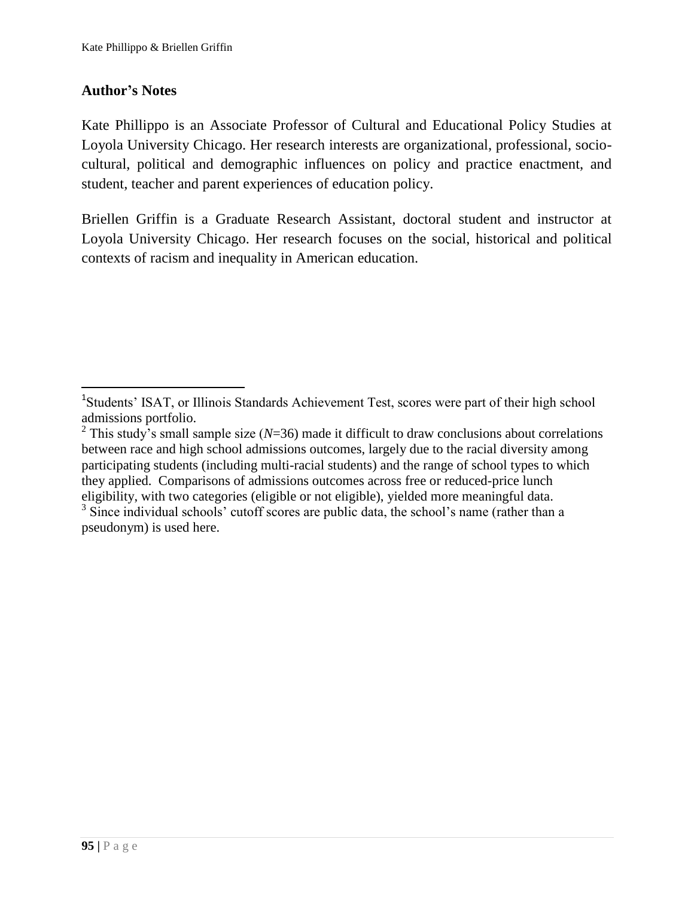## Author's Notes

Kate Phillippo is an Associate Professor of Cultural and Educational Policy Studies at Loyola University Chicago. Her research interests are organizational, professional, socio-cultural, political and demographic influences on policy and practice enactment, and student, teacher and parent experiences of education policy.

Briellen Griffin is a Graduate Research Assistant, doctoral student and instructor at Loyola University Chicago. Her research focuses on the social, historical and political contexts of racism and inequality in American education.

---

[1] Students' ISAT, or Illinois Standards Achievement Test, scores were part of their high school admissions portfolio.

[2] This study's small sample size (*N*=36) made it difficult to draw conclusions about correlations between race and high school admissions outcomes, largely due to the racial diversity among participating students (including multi-racial students) and the range of school types to which they applied. Comparisons of admissions outcomes across free or reduced-price lunch eligibility, with two categories (eligible or not eligible), yielded more meaningful data.

[3] Since individual schools' cutoff scores are public data, the school's name (rather than a pseudonym) is used here.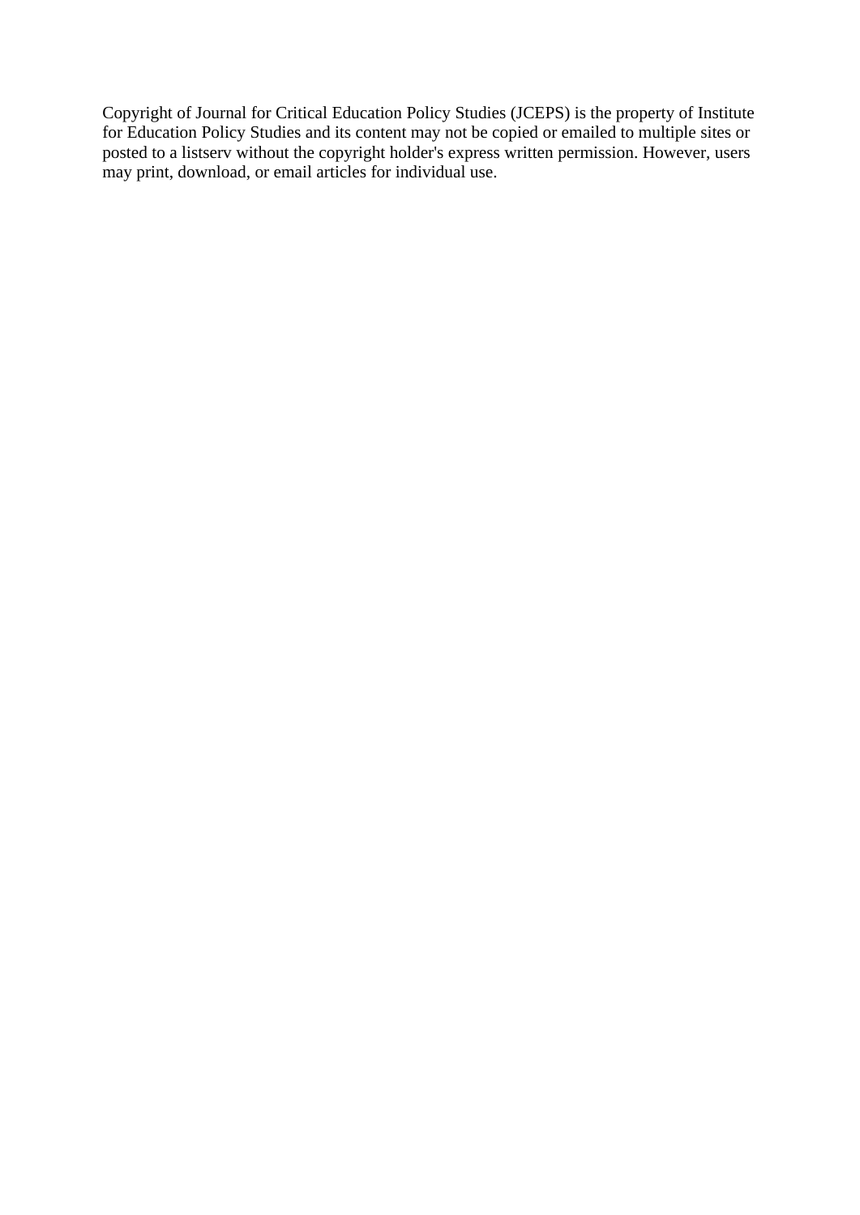Copyright of Journal for Critical Education Policy Studies (JCEPS) is the property of Institute for Education Policy Studies and its content may not be copied or emailed to multiple sites or posted to a listserv without the copyright holder's express written permission. However, users may print, download, or email articles for individual use.